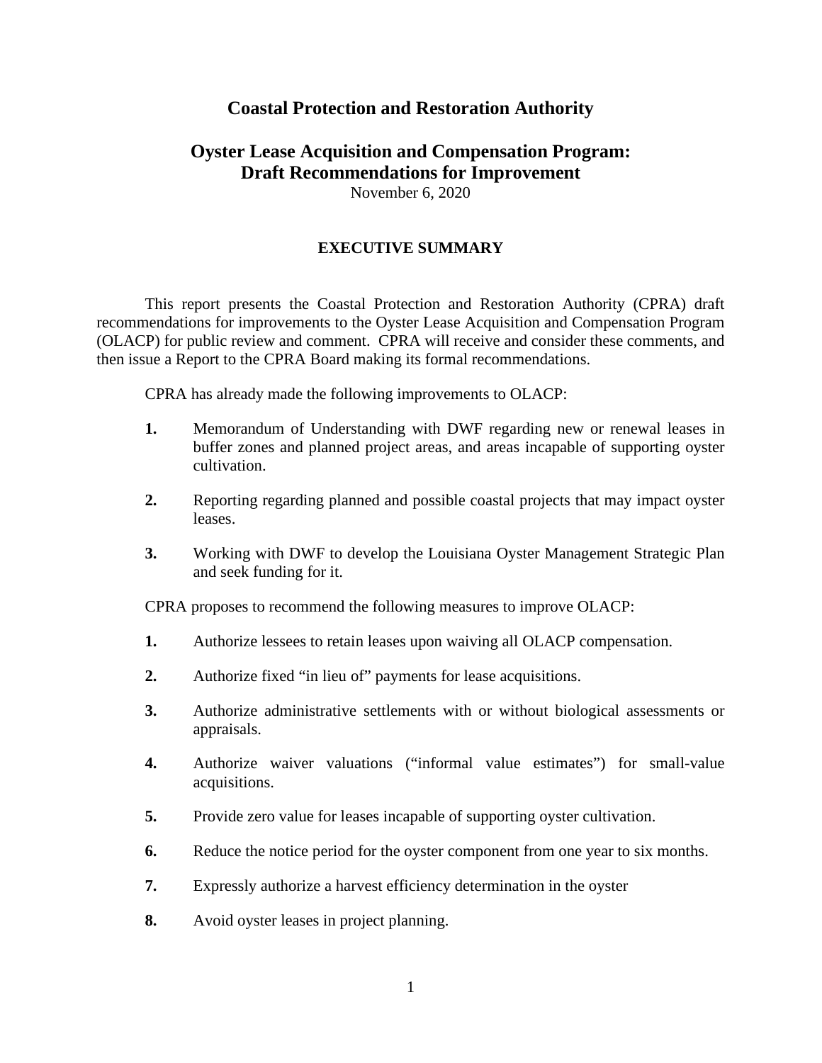# Coastal Protection and Restoration Authority

## Oyster Lease Acquisition and Compensation Program: Draft Recommendations for Improvement

November 6, 2020

### EXECUTIVE SUMMARY

This report presents the Coastal Protection and Restoration Authority (CPRA) draft recommendations for improvements to the Oyster Lease Acquisition and Compensation Program (OLACP) for public review and comment. CPRA will receive and consider these comments, and then issue a Report to the CPRA Board making its formal recommendations.

CPRA has already made the following improvements to OLACP:

1. Memorandum of Understanding with DWF regarding new or renewal leases in buffer zones and planned project areas, and areas incapable of supporting oyster cultivation.

2. Reporting regarding planned and possible coastal projects that may impact oyster leases.

3. Working with DWF to develop the Louisiana Oyster Management Strategic Plan and seek funding for it.

CPRA proposes to recommend the following measures to improve OLACP:

1. Authorize lessees to retain leases upon waiving all OLACP compensation.

2. Authorize fixed "in lieu of" payments for lease acquisitions.

3. Authorize administrative settlements with or without biological assessments or appraisals.

4. Authorize waiver valuations ("informal value estimates") for small-value acquisitions.

5. Provide zero value for leases incapable of supporting oyster cultivation.

6. Reduce the notice period for the oyster component from one year to six months.

7. Expressly authorize a harvest efficiency determination in the oyster

8. Avoid oyster leases in project planning.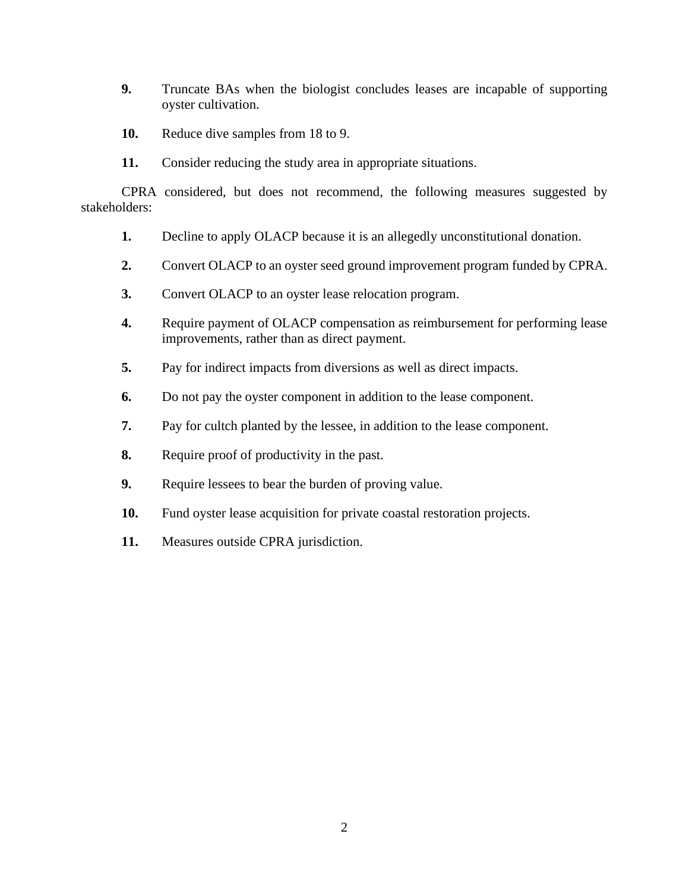**9.** Truncate BAs when the biologist concludes leases are incapable of supporting oyster cultivation.

**10.** Reduce dive samples from 18 to 9.

**11.** Consider reducing the study area in appropriate situations.

CPRA considered, but does not recommend, the following measures suggested by stakeholders:

**1.** Decline to apply OLACP because it is an allegedly unconstitutional donation.

**2.** Convert OLACP to an oyster seed ground improvement program funded by CPRA.

**3.** Convert OLACP to an oyster lease relocation program.

**4.** Require payment of OLACP compensation as reimbursement for performing lease improvements, rather than as direct payment.

**5.** Pay for indirect impacts from diversions as well as direct impacts.

**6.** Do not pay the oyster component in addition to the lease component.

**7.** Pay for cultch planted by the lessee, in addition to the lease component.

**8.** Require proof of productivity in the past.

**9.** Require lessees to bear the burden of proving value.

**10.** Fund oyster lease acquisition for private coastal restoration projects.

**11.** Measures outside CPRA jurisdiction.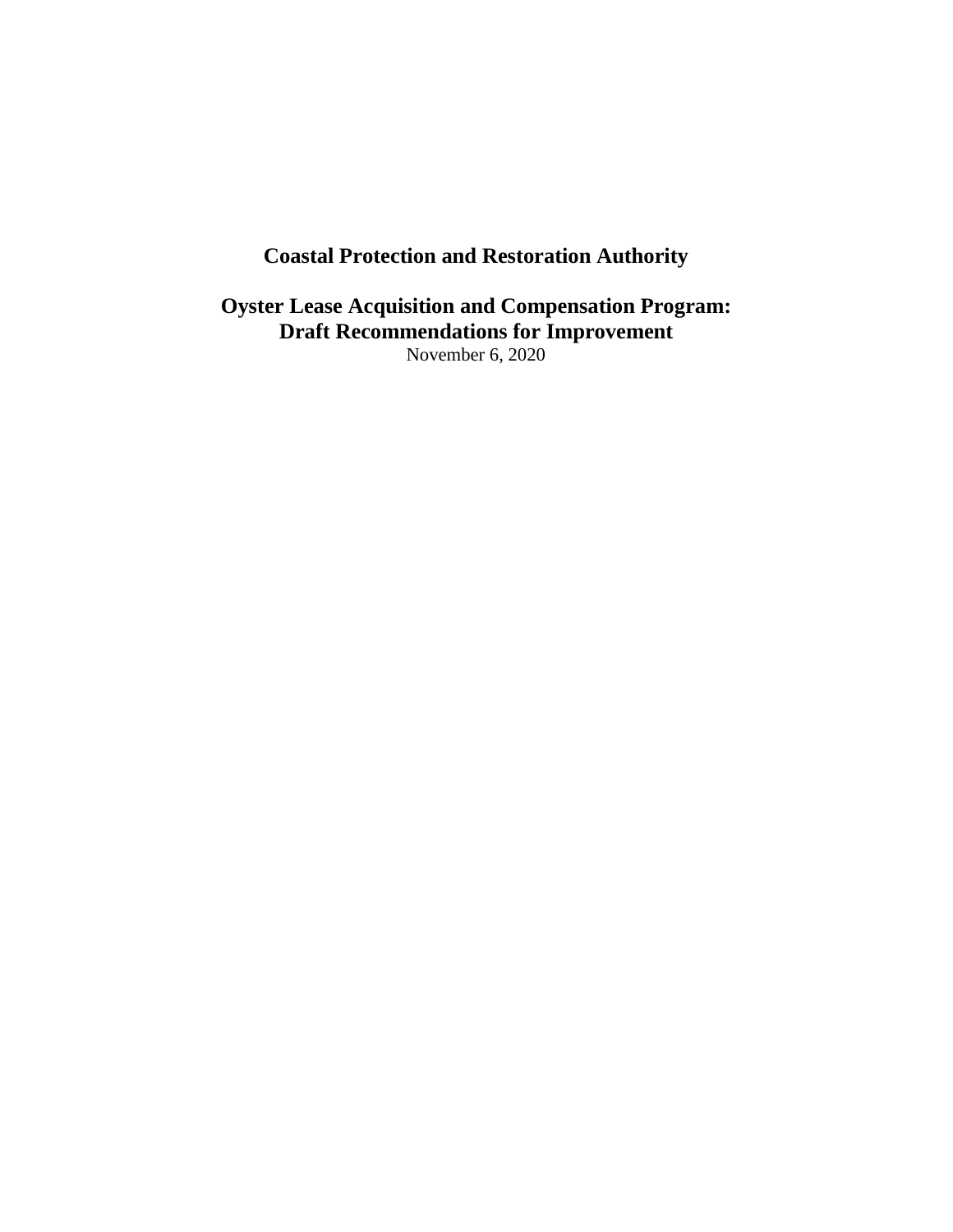# Coastal Protection and Restoration Authority

## Oyster Lease Acquisition and Compensation Program: Draft Recommendations for Improvement

November 6, 2020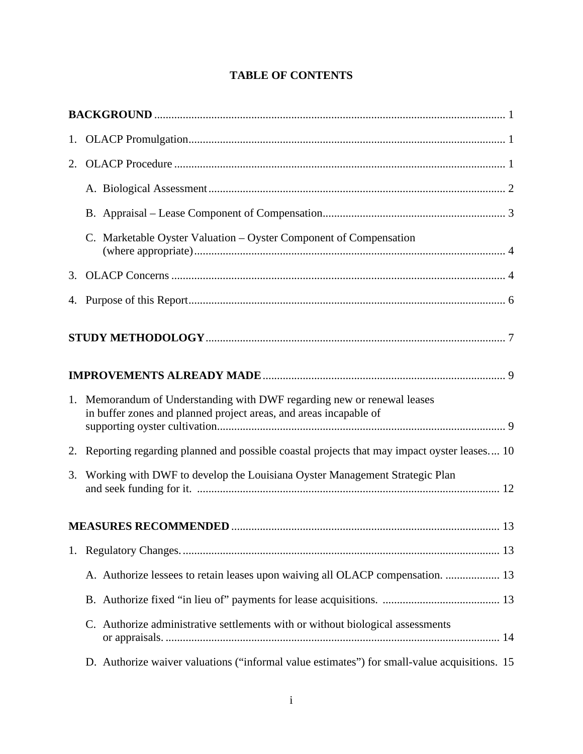# TABLE OF CONTENTS

**BACKGROUND** .......................................................................................................................... 1

1. OLACP Promulgation............................................................................................................. 1

2. OLACP Procedure .................................................................................................................. 1

   A. Biological Assessment ...................................................................................................... 2

   B. Appraisal – Lease Component of Compensation............................................................... 3

   C. Marketable Oyster Valuation – Oyster Component of Compensation (where appropriate)............................................................................................................ 4

3. OLACP Concerns ................................................................................................................... 4

4. Purpose of this Report.............................................................................................................. 6

**STUDY METHODOLOGY**........................................................................................................ 7

**IMPROVEMENTS ALREADY MADE**.................................................................................... 9

1. Memorandum of Understanding with DWF regarding new or renewal leases in buffer zones and planned project areas, and areas incapable of supporting oyster cultivation.................................................................................................... 9

2. Reporting regarding planned and possible coastal projects that may impact oyster leases.... 10

3. Working with DWF to develop the Louisiana Oyster Management Strategic Plan and seek funding for it. ......................................................................................................... 12

**MEASURES RECOMMENDED** ............................................................................................ 13

1. Regulatory Changes. .............................................................................................................. 13

   A. Authorize lessees to retain leases upon waiving all OLACP compensation. .................. 13

   B. Authorize fixed "in lieu of" payments for lease acquisitions. ......................................... 13

   C. Authorize administrative settlements with or without biological assessments or appraisals. .................................................................................................................... 14

   D. Authorize waiver valuations ("informal value estimates") for small-value acquisitions. 15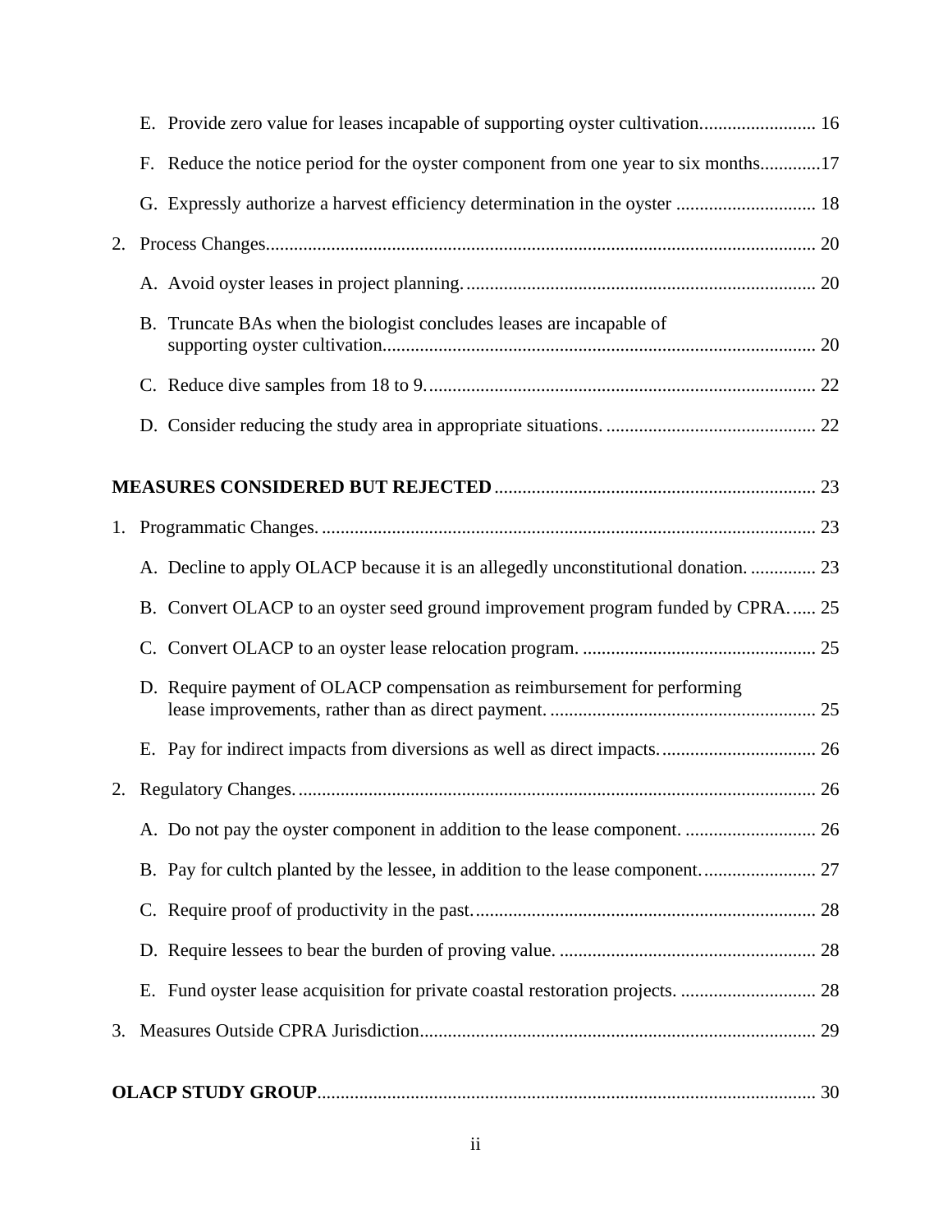E. Provide zero value for leases incapable of supporting oyster cultivation......................... 16

F. Reduce the notice period for the oyster component from one year to six months.............17

G. Expressly authorize a harvest efficiency determination in the oyster .............................. 18

2. Process Changes...................................................................................................................... 20

A. Avoid oyster leases in project planning............................................................................ 20

B. Truncate BAs when the biologist concludes leases are incapable of supporting oyster cultivation............................................................................................. 20

C. Reduce dive samples from 18 to 9.................................................................................... 22

D. Consider reducing the study area in appropriate situations. ............................................. 22

**MEASURES CONSIDERED BUT REJECTED** ..................................................................... 23

1. Programmatic Changes. .......................................................................................................... 23

A. Decline to apply OLACP because it is an allegedly unconstitutional donation. .............. 23

B. Convert OLACP to an oyster seed ground improvement program funded by CPRA...... 25

C. Convert OLACP to an oyster lease relocation program. .................................................. 25

D. Require payment of OLACP compensation as reimbursement for performing lease improvements, rather than as direct payment. ......................................................... 25

E. Pay for indirect impacts from diversions as well as direct impacts.................................. 26

2. Regulatory Changes................................................................................................................ 26

A. Do not pay the oyster component in addition to the lease component. ............................ 26

B. Pay for cultch planted by the lessee, in addition to the lease component......................... 27

C. Require proof of productivity in the past.......................................................................... 28

D. Require lessees to bear the burden of proving value. ....................................................... 28

E. Fund oyster lease acquisition for private coastal restoration projects. ............................. 28

3. Measures Outside CPRA Jurisdiction..................................................................................... 29

**OLACP STUDY GROUP**.......................................................................................................... 30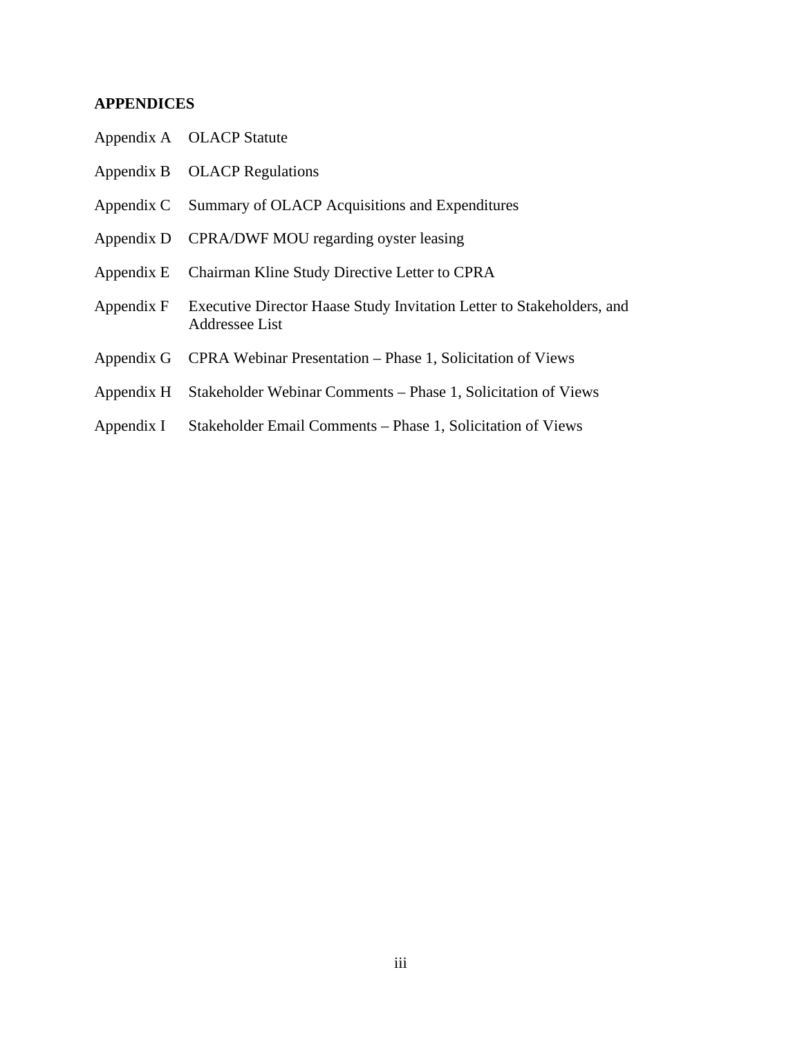## APPENDICES

Appendix A OLACP Statute

Appendix B OLACP Regulations

Appendix C Summary of OLACP Acquisitions and Expenditures

Appendix D CPRA/DWF MOU regarding oyster leasing

Appendix E Chairman Kline Study Directive Letter to CPRA

Appendix F Executive Director Haase Study Invitation Letter to Stakeholders, and Addressee List

Appendix G CPRA Webinar Presentation – Phase 1, Solicitation of Views

Appendix H Stakeholder Webinar Comments – Phase 1, Solicitation of Views

Appendix I Stakeholder Email Comments – Phase 1, Solicitation of Views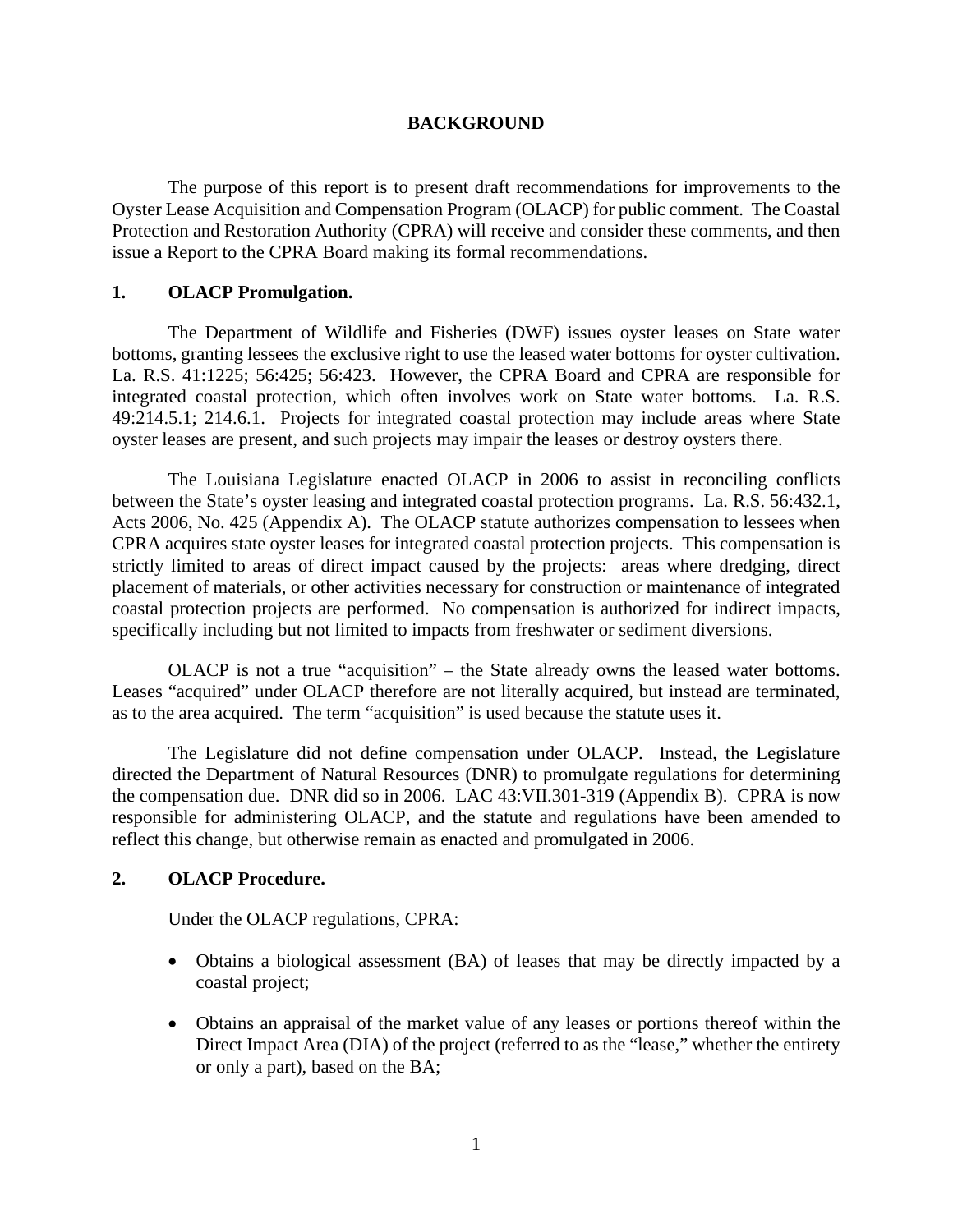# BACKGROUND

The purpose of this report is to present draft recommendations for improvements to the Oyster Lease Acquisition and Compensation Program (OLACP) for public comment. The Coastal Protection and Restoration Authority (CPRA) will receive and consider these comments, and then issue a Report to the CPRA Board making its formal recommendations.

## 1. OLACP Promulgation.

The Department of Wildlife and Fisheries (DWF) issues oyster leases on State water bottoms, granting lessees the exclusive right to use the leased water bottoms for oyster cultivation. La. R.S. 41:1225; 56:425; 56:423. However, the CPRA Board and CPRA are responsible for integrated coastal protection, which often involves work on State water bottoms. La. R.S. 49:214.5.1; 214.6.1. Projects for integrated coastal protection may include areas where State oyster leases are present, and such projects may impair the leases or destroy oysters there.

The Louisiana Legislature enacted OLACP in 2006 to assist in reconciling conflicts between the State's oyster leasing and integrated coastal protection programs. La. R.S. 56:432.1, Acts 2006, No. 425 (Appendix A). The OLACP statute authorizes compensation to lessees when CPRA acquires state oyster leases for integrated coastal protection projects. This compensation is strictly limited to areas of direct impact caused by the projects: areas where dredging, direct placement of materials, or other activities necessary for construction or maintenance of integrated coastal protection projects are performed. No compensation is authorized for indirect impacts, specifically including but not limited to impacts from freshwater or sediment diversions.

OLACP is not a true "acquisition" – the State already owns the leased water bottoms. Leases "acquired" under OLACP therefore are not literally acquired, but instead are terminated, as to the area acquired. The term "acquisition" is used because the statute uses it.

The Legislature did not define compensation under OLACP. Instead, the Legislature directed the Department of Natural Resources (DNR) to promulgate regulations for determining the compensation due. DNR did so in 2006. LAC 43:VII.301-319 (Appendix B). CPRA is now responsible for administering OLACP, and the statute and regulations have been amended to reflect this change, but otherwise remain as enacted and promulgated in 2006.

## 2. OLACP Procedure.

Under the OLACP regulations, CPRA:

- Obtains a biological assessment (BA) of leases that may be directly impacted by a coastal project;
- Obtains an appraisal of the market value of any leases or portions thereof within the Direct Impact Area (DIA) of the project (referred to as the "lease," whether the entirety or only a part), based on the BA;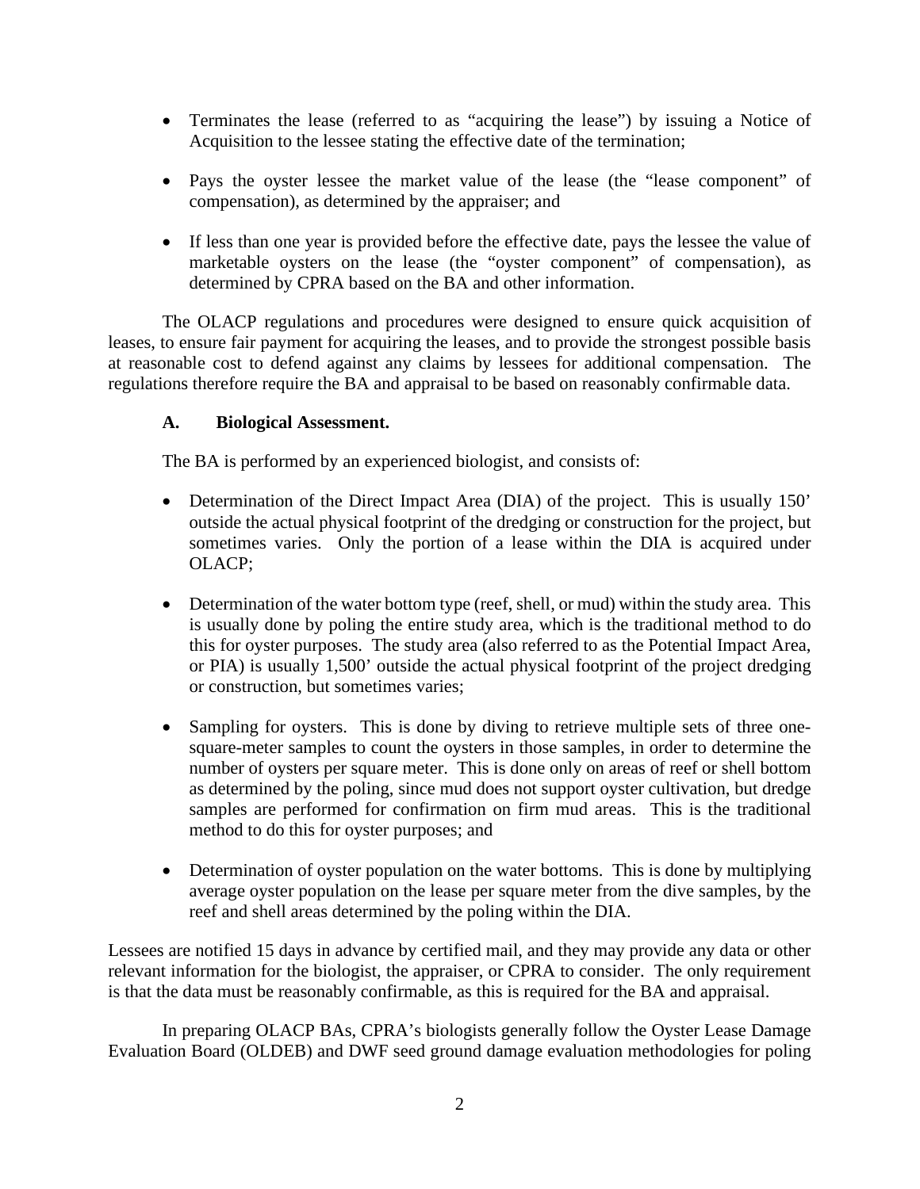- Terminates the lease (referred to as "acquiring the lease") by issuing a Notice of Acquisition to the lessee stating the effective date of the termination;

- Pays the oyster lessee the market value of the lease (the "lease component" of compensation), as determined by the appraiser; and

- If less than one year is provided before the effective date, pays the lessee the value of marketable oysters on the lease (the "oyster component" of compensation), as determined by CPRA based on the BA and other information.

The OLACP regulations and procedures were designed to ensure quick acquisition of leases, to ensure fair payment for acquiring the leases, and to provide the strongest possible basis at reasonable cost to defend against any claims by lessees for additional compensation. The regulations therefore require the BA and appraisal to be based on reasonably confirmable data.

### A. Biological Assessment.

The BA is performed by an experienced biologist, and consists of:

- Determination of the Direct Impact Area (DIA) of the project. This is usually 150' outside the actual physical footprint of the dredging or construction for the project, but sometimes varies. Only the portion of a lease within the DIA is acquired under OLACP;

- Determination of the water bottom type (reef, shell, or mud) within the study area. This is usually done by poling the entire study area, which is the traditional method to do this for oyster purposes. The study area (also referred to as the Potential Impact Area, or PIA) is usually 1,500' outside the actual physical footprint of the project dredging or construction, but sometimes varies;

- Sampling for oysters. This is done by diving to retrieve multiple sets of three one-square-meter samples to count the oysters in those samples, in order to determine the number of oysters per square meter. This is done only on areas of reef or shell bottom as determined by the poling, since mud does not support oyster cultivation, but dredge samples are performed for confirmation on firm mud areas. This is the traditional method to do this for oyster purposes; and

- Determination of oyster population on the water bottoms. This is done by multiplying average oyster population on the lease per square meter from the dive samples, by the reef and shell areas determined by the poling within the DIA.

Lessees are notified 15 days in advance by certified mail, and they may provide any data or other relevant information for the biologist, the appraiser, or CPRA to consider. The only requirement is that the data must be reasonably confirmable, as this is required for the BA and appraisal.

In preparing OLACP BAs, CPRA's biologists generally follow the Oyster Lease Damage Evaluation Board (OLDEB) and DWF seed ground damage evaluation methodologies for poling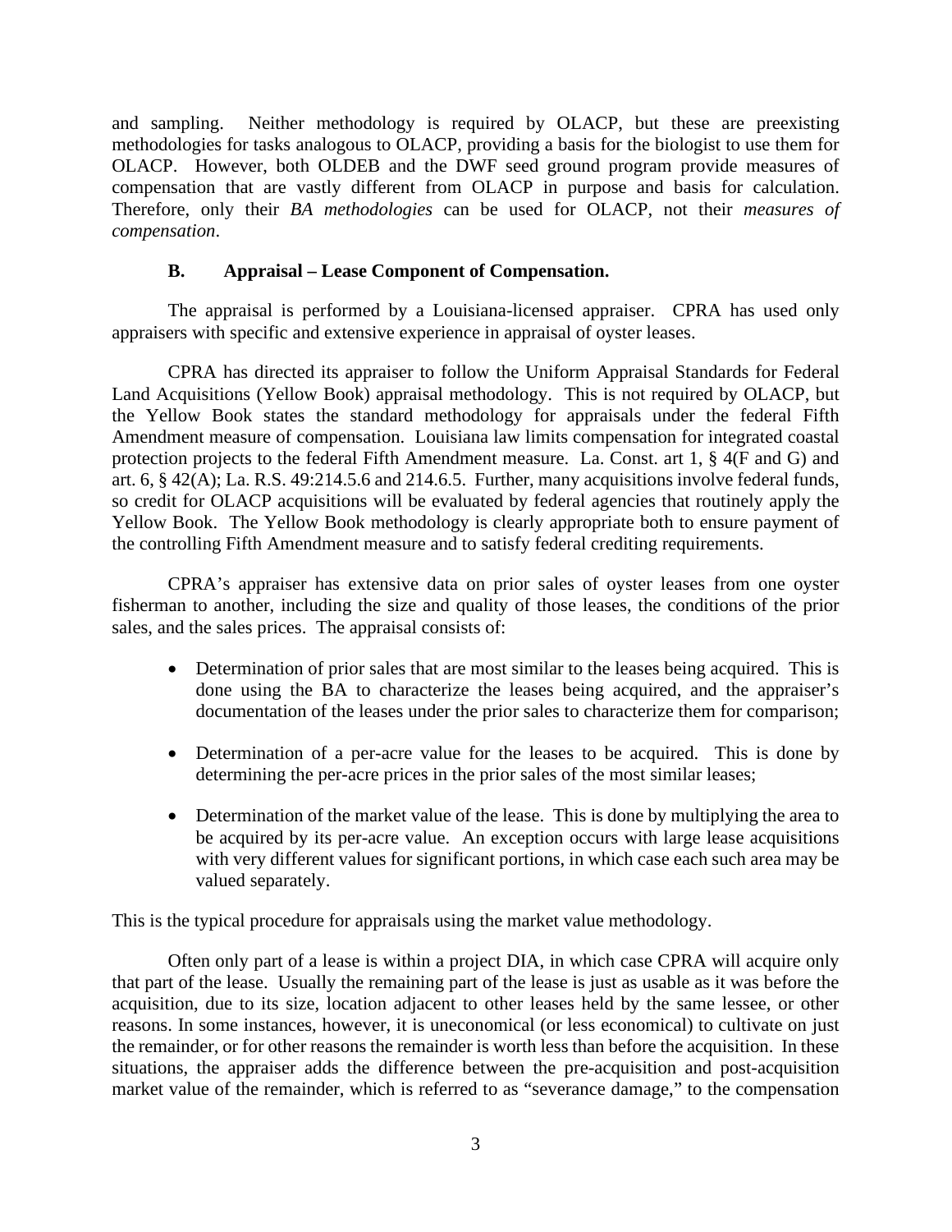and sampling. Neither methodology is required by OLACP, but these are preexisting methodologies for tasks analogous to OLACP, providing a basis for the biologist to use them for OLACP. However, both OLDEB and the DWF seed ground program provide measures of compensation that are vastly different from OLACP in purpose and basis for calculation. Therefore, only their *BA methodologies* can be used for OLACP, not their *measures of compensation*.

### B. Appraisal – Lease Component of Compensation.

The appraisal is performed by a Louisiana-licensed appraiser. CPRA has used only appraisers with specific and extensive experience in appraisal of oyster leases.

CPRA has directed its appraiser to follow the Uniform Appraisal Standards for Federal Land Acquisitions (Yellow Book) appraisal methodology. This is not required by OLACP, but the Yellow Book states the standard methodology for appraisals under the federal Fifth Amendment measure of compensation. Louisiana law limits compensation for integrated coastal protection projects to the federal Fifth Amendment measure. La. Const. art 1, § 4(F and G) and art. 6, § 42(A); La. R.S. 49:214.5.6 and 214.6.5. Further, many acquisitions involve federal funds, so credit for OLACP acquisitions will be evaluated by federal agencies that routinely apply the Yellow Book. The Yellow Book methodology is clearly appropriate both to ensure payment of the controlling Fifth Amendment measure and to satisfy federal crediting requirements.

CPRA's appraiser has extensive data on prior sales of oyster leases from one oyster fisherman to another, including the size and quality of those leases, the conditions of the prior sales, and the sales prices. The appraisal consists of:

- Determination of prior sales that are most similar to the leases being acquired. This is done using the BA to characterize the leases being acquired, and the appraiser's documentation of the leases under the prior sales to characterize them for comparison;

- Determination of a per-acre value for the leases to be acquired. This is done by determining the per-acre prices in the prior sales of the most similar leases;

- Determination of the market value of the lease. This is done by multiplying the area to be acquired by its per-acre value. An exception occurs with large lease acquisitions with very different values for significant portions, in which case each such area may be valued separately.

This is the typical procedure for appraisals using the market value methodology.

Often only part of a lease is within a project DIA, in which case CPRA will acquire only that part of the lease. Usually the remaining part of the lease is just as usable as it was before the acquisition, due to its size, location adjacent to other leases held by the same lessee, or other reasons. In some instances, however, it is uneconomical (or less economical) to cultivate on just the remainder, or for other reasons the remainder is worth less than before the acquisition. In these situations, the appraiser adds the difference between the pre-acquisition and post-acquisition market value of the remainder, which is referred to as "severance damage," to the compensation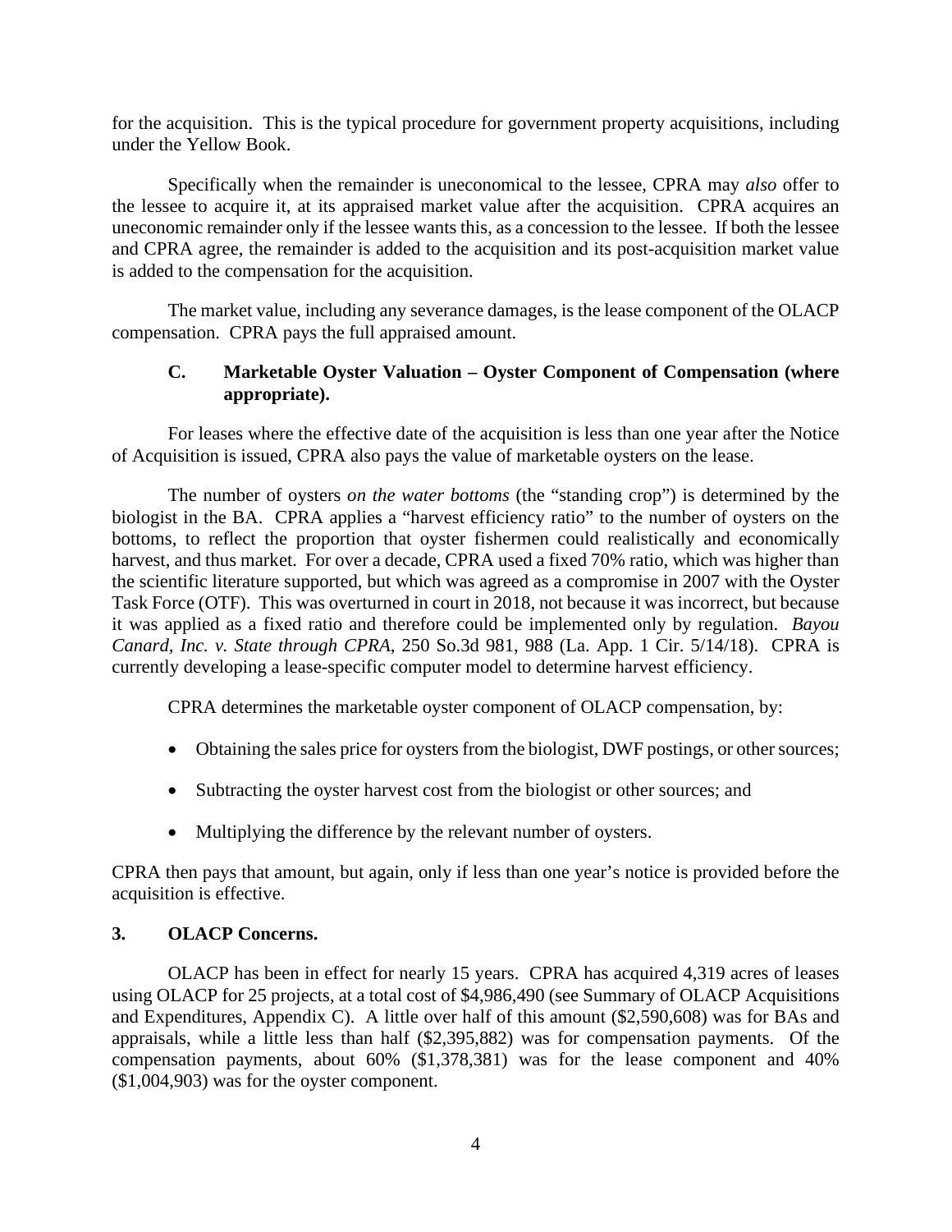for the acquisition. This is the typical procedure for government property acquisitions, including under the Yellow Book.

Specifically when the remainder is uneconomical to the lessee, CPRA may *also* offer to the lessee to acquire it, at its appraised market value after the acquisition. CPRA acquires an uneconomic remainder only if the lessee wants this, as a concession to the lessee. If both the lessee and CPRA agree, the remainder is added to the acquisition and its post-acquisition market value is added to the compensation for the acquisition.

The market value, including any severance damages, is the lease component of the OLACP compensation. CPRA pays the full appraised amount.

### C. Marketable Oyster Valuation – Oyster Component of Compensation (where appropriate).

For leases where the effective date of the acquisition is less than one year after the Notice of Acquisition is issued, CPRA also pays the value of marketable oysters on the lease.

The number of oysters *on the water bottoms* (the "standing crop") is determined by the biologist in the BA. CPRA applies a "harvest efficiency ratio" to the number of oysters on the bottoms, to reflect the proportion that oyster fishermen could realistically and economically harvest, and thus market. For over a decade, CPRA used a fixed 70% ratio, which was higher than the scientific literature supported, but which was agreed as a compromise in 2007 with the Oyster Task Force (OTF). This was overturned in court in 2018, not because it was incorrect, but because it was applied as a fixed ratio and therefore could be implemented only by regulation. *Bayou Canard, Inc. v. State through CPRA*, 250 So.3d 981, 988 (La. App. 1 Cir. 5/14/18). CPRA is currently developing a lease-specific computer model to determine harvest efficiency.

CPRA determines the marketable oyster component of OLACP compensation, by:

- Obtaining the sales price for oysters from the biologist, DWF postings, or other sources;
- Subtracting the oyster harvest cost from the biologist or other sources; and
- Multiplying the difference by the relevant number of oysters.

CPRA then pays that amount, but again, only if less than one year's notice is provided before the acquisition is effective.

## 3. OLACP Concerns.

OLACP has been in effect for nearly 15 years. CPRA has acquired 4,319 acres of leases using OLACP for 25 projects, at a total cost of $4,986,490 (see Summary of OLACP Acquisitions and Expenditures, Appendix C). A little over half of this amount ($2,590,608) was for BAs and appraisals, while a little less than half ($2,395,882) was for compensation payments. Of the compensation payments, about 60% ($1,378,381) was for the lease component and 40% ($1,004,903) was for the oyster component.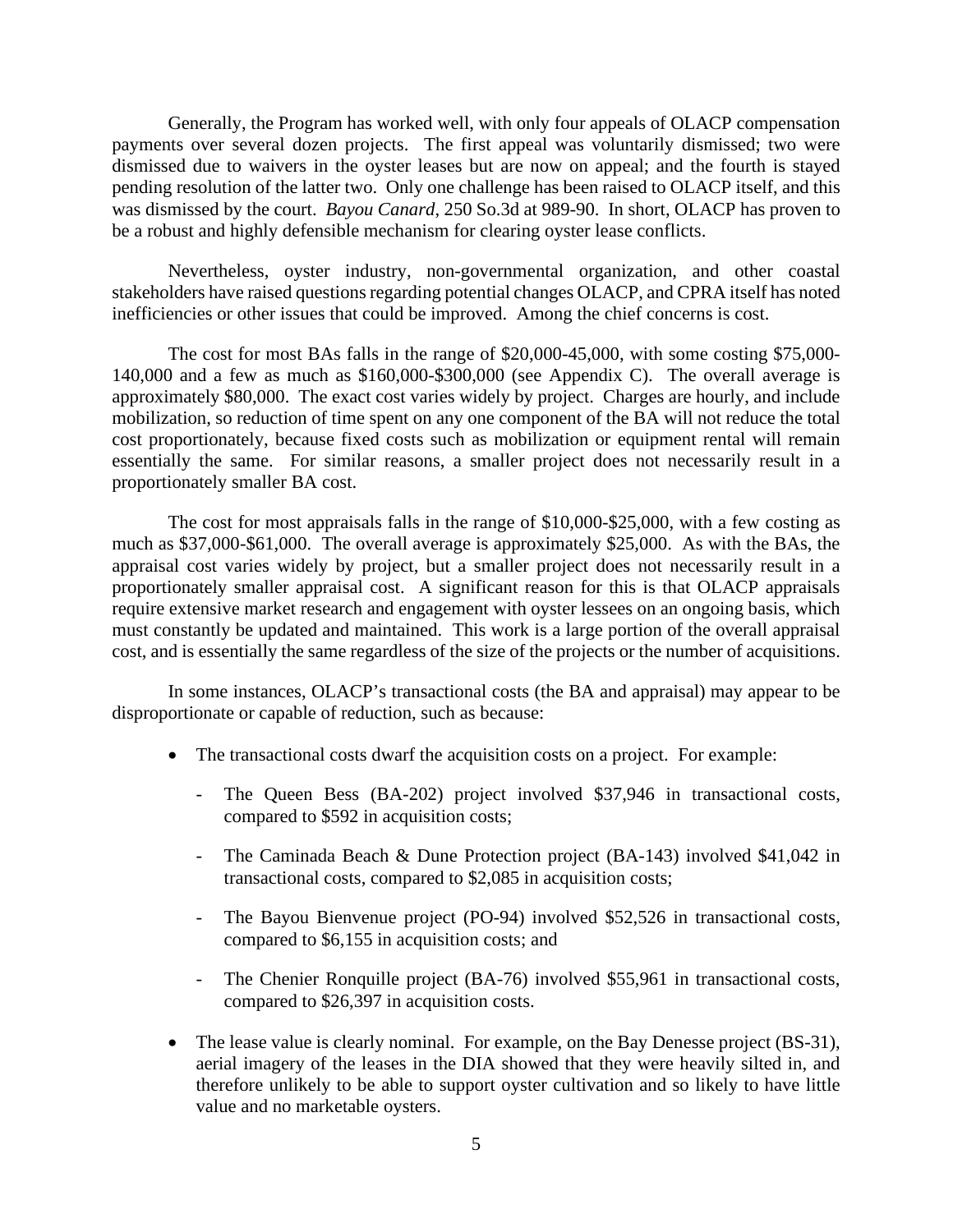Generally, the Program has worked well, with only four appeals of OLACP compensation payments over several dozen projects. The first appeal was voluntarily dismissed; two were dismissed due to waivers in the oyster leases but are now on appeal; and the fourth is stayed pending resolution of the latter two. Only one challenge has been raised to OLACP itself, and this was dismissed by the court. *Bayou Canard*, 250 So.3d at 989-90. In short, OLACP has proven to be a robust and highly defensible mechanism for clearing oyster lease conflicts.

Nevertheless, oyster industry, non-governmental organization, and other coastal stakeholders have raised questions regarding potential changes OLACP, and CPRA itself has noted inefficiencies or other issues that could be improved. Among the chief concerns is cost.

The cost for most BAs falls in the range of $20,000-45,000, with some costing $75,000-140,000 and a few as much as $160,000-$300,000 (see Appendix C). The overall average is approximately $80,000. The exact cost varies widely by project. Charges are hourly, and include mobilization, so reduction of time spent on any one component of the BA will not reduce the total cost proportionately, because fixed costs such as mobilization or equipment rental will remain essentially the same. For similar reasons, a smaller project does not necessarily result in a proportionately smaller BA cost.

The cost for most appraisals falls in the range of $10,000-$25,000, with a few costing as much as $37,000-$61,000. The overall average is approximately $25,000. As with the BAs, the appraisal cost varies widely by project, but a smaller project does not necessarily result in a proportionately smaller appraisal cost. A significant reason for this is that OLACP appraisals require extensive market research and engagement with oyster lessees on an ongoing basis, which must constantly be updated and maintained. This work is a large portion of the overall appraisal cost, and is essentially the same regardless of the size of the projects or the number of acquisitions.

In some instances, OLACP's transactional costs (the BA and appraisal) may appear to be disproportionate or capable of reduction, such as because:

- The transactional costs dwarf the acquisition costs on a project. For example:
  - The Queen Bess (BA-202) project involved $37,946 in transactional costs, compared to $592 in acquisition costs;
  - The Caminada Beach & Dune Protection project (BA-143) involved $41,042 in transactional costs, compared to $2,085 in acquisition costs;
  - The Bayou Bienvenue project (PO-94) involved $52,526 in transactional costs, compared to $6,155 in acquisition costs; and
  - The Chenier Ronquille project (BA-76) involved $55,961 in transactional costs, compared to $26,397 in acquisition costs.
- The lease value is clearly nominal. For example, on the Bay Denesse project (BS-31), aerial imagery of the leases in the DIA showed that they were heavily silted in, and therefore unlikely to be able to support oyster cultivation and so likely to have little value and no marketable oysters.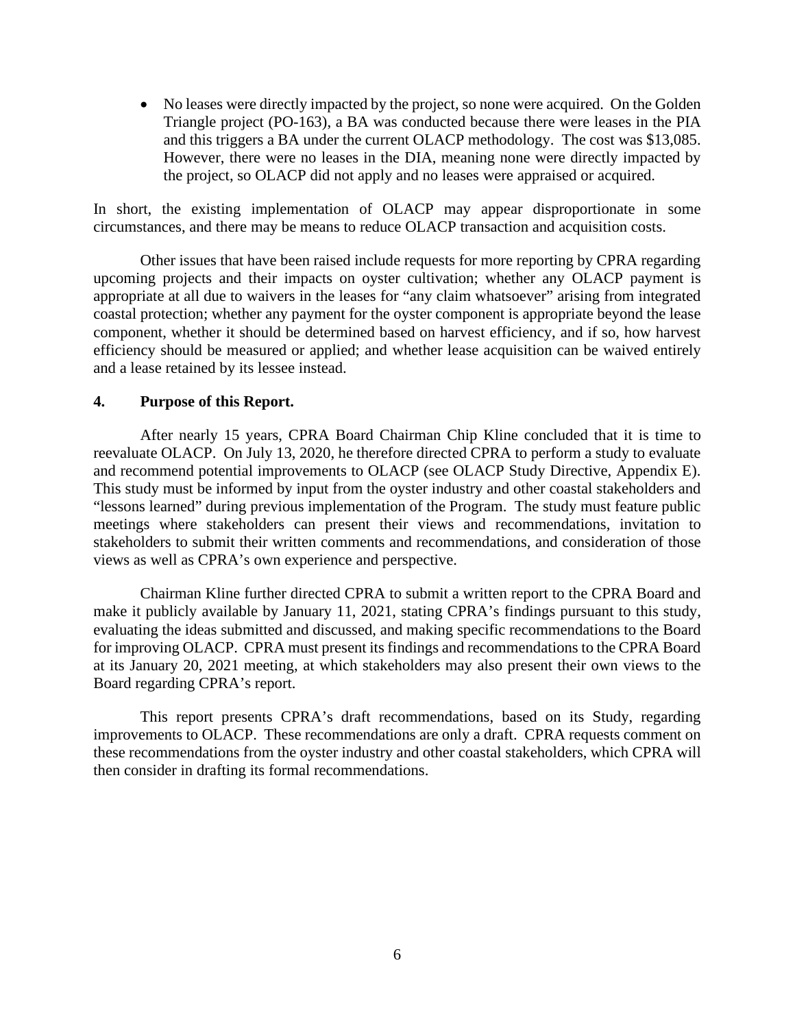- No leases were directly impacted by the project, so none were acquired. On the Golden Triangle project (PO-163), a BA was conducted because there were leases in the PIA and this triggers a BA under the current OLACP methodology. The cost was $13,085. However, there were no leases in the DIA, meaning none were directly impacted by the project, so OLACP did not apply and no leases were appraised or acquired.

In short, the existing implementation of OLACP may appear disproportionate in some circumstances, and there may be means to reduce OLACP transaction and acquisition costs.

Other issues that have been raised include requests for more reporting by CPRA regarding upcoming projects and their impacts on oyster cultivation; whether any OLACP payment is appropriate at all due to waivers in the leases for "any claim whatsoever" arising from integrated coastal protection; whether any payment for the oyster component is appropriate beyond the lease component, whether it should be determined based on harvest efficiency, and if so, how harvest efficiency should be measured or applied; and whether lease acquisition can be waived entirely and a lease retained by its lessee instead.

**4. Purpose of this Report.**

After nearly 15 years, CPRA Board Chairman Chip Kline concluded that it is time to reevaluate OLACP. On July 13, 2020, he therefore directed CPRA to perform a study to evaluate and recommend potential improvements to OLACP (see OLACP Study Directive, Appendix E). This study must be informed by input from the oyster industry and other coastal stakeholders and "lessons learned" during previous implementation of the Program. The study must feature public meetings where stakeholders can present their views and recommendations, invitation to stakeholders to submit their written comments and recommendations, and consideration of those views as well as CPRA's own experience and perspective.

Chairman Kline further directed CPRA to submit a written report to the CPRA Board and make it publicly available by January 11, 2021, stating CPRA's findings pursuant to this study, evaluating the ideas submitted and discussed, and making specific recommendations to the Board for improving OLACP. CPRA must present its findings and recommendations to the CPRA Board at its January 20, 2021 meeting, at which stakeholders may also present their own views to the Board regarding CPRA's report.

This report presents CPRA's draft recommendations, based on its Study, regarding improvements to OLACP. These recommendations are only a draft. CPRA requests comment on these recommendations from the oyster industry and other coastal stakeholders, which CPRA will then consider in drafting its formal recommendations.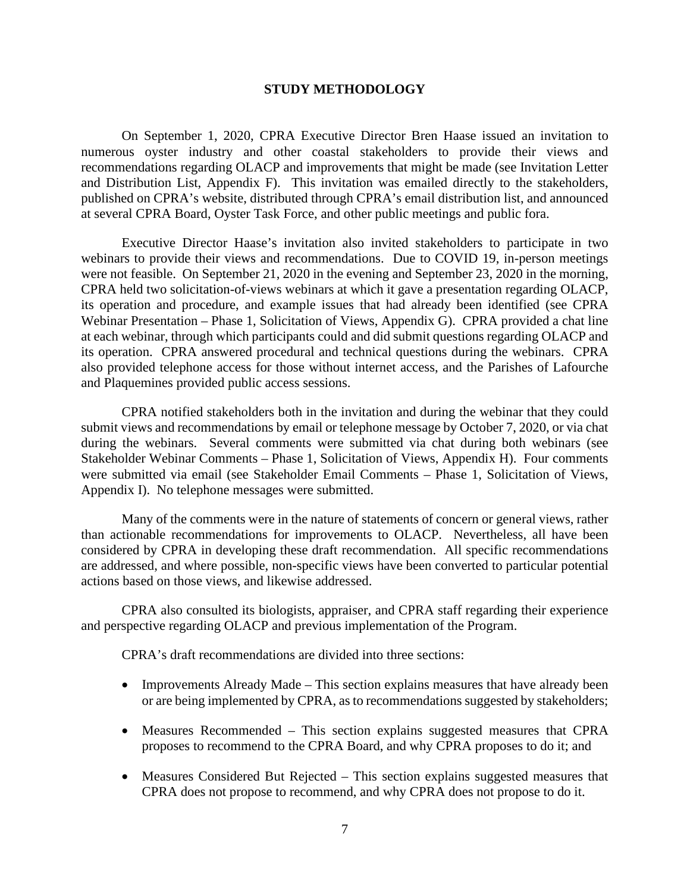## STUDY METHODOLOGY

On September 1, 2020, CPRA Executive Director Bren Haase issued an invitation to numerous oyster industry and other coastal stakeholders to provide their views and recommendations regarding OLACP and improvements that might be made (see Invitation Letter and Distribution List, Appendix F). This invitation was emailed directly to the stakeholders, published on CPRA's website, distributed through CPRA's email distribution list, and announced at several CPRA Board, Oyster Task Force, and other public meetings and public fora.

Executive Director Haase's invitation also invited stakeholders to participate in two webinars to provide their views and recommendations. Due to COVID 19, in-person meetings were not feasible. On September 21, 2020 in the evening and September 23, 2020 in the morning, CPRA held two solicitation-of-views webinars at which it gave a presentation regarding OLACP, its operation and procedure, and example issues that had already been identified (see CPRA Webinar Presentation – Phase 1, Solicitation of Views, Appendix G). CPRA provided a chat line at each webinar, through which participants could and did submit questions regarding OLACP and its operation. CPRA answered procedural and technical questions during the webinars. CPRA also provided telephone access for those without internet access, and the Parishes of Lafourche and Plaquemines provided public access sessions.

CPRA notified stakeholders both in the invitation and during the webinar that they could submit views and recommendations by email or telephone message by October 7, 2020, or via chat during the webinars. Several comments were submitted via chat during both webinars (see Stakeholder Webinar Comments – Phase 1, Solicitation of Views, Appendix H). Four comments were submitted via email (see Stakeholder Email Comments – Phase 1, Solicitation of Views, Appendix I). No telephone messages were submitted.

Many of the comments were in the nature of statements of concern or general views, rather than actionable recommendations for improvements to OLACP. Nevertheless, all have been considered by CPRA in developing these draft recommendation. All specific recommendations are addressed, and where possible, non-specific views have been converted to particular potential actions based on those views, and likewise addressed.

CPRA also consulted its biologists, appraiser, and CPRA staff regarding their experience and perspective regarding OLACP and previous implementation of the Program.

CPRA's draft recommendations are divided into three sections:

- Improvements Already Made – This section explains measures that have already been or are being implemented by CPRA, as to recommendations suggested by stakeholders;
- Measures Recommended – This section explains suggested measures that CPRA proposes to recommend to the CPRA Board, and why CPRA proposes to do it; and
- Measures Considered But Rejected – This section explains suggested measures that CPRA does not propose to recommend, and why CPRA does not propose to do it.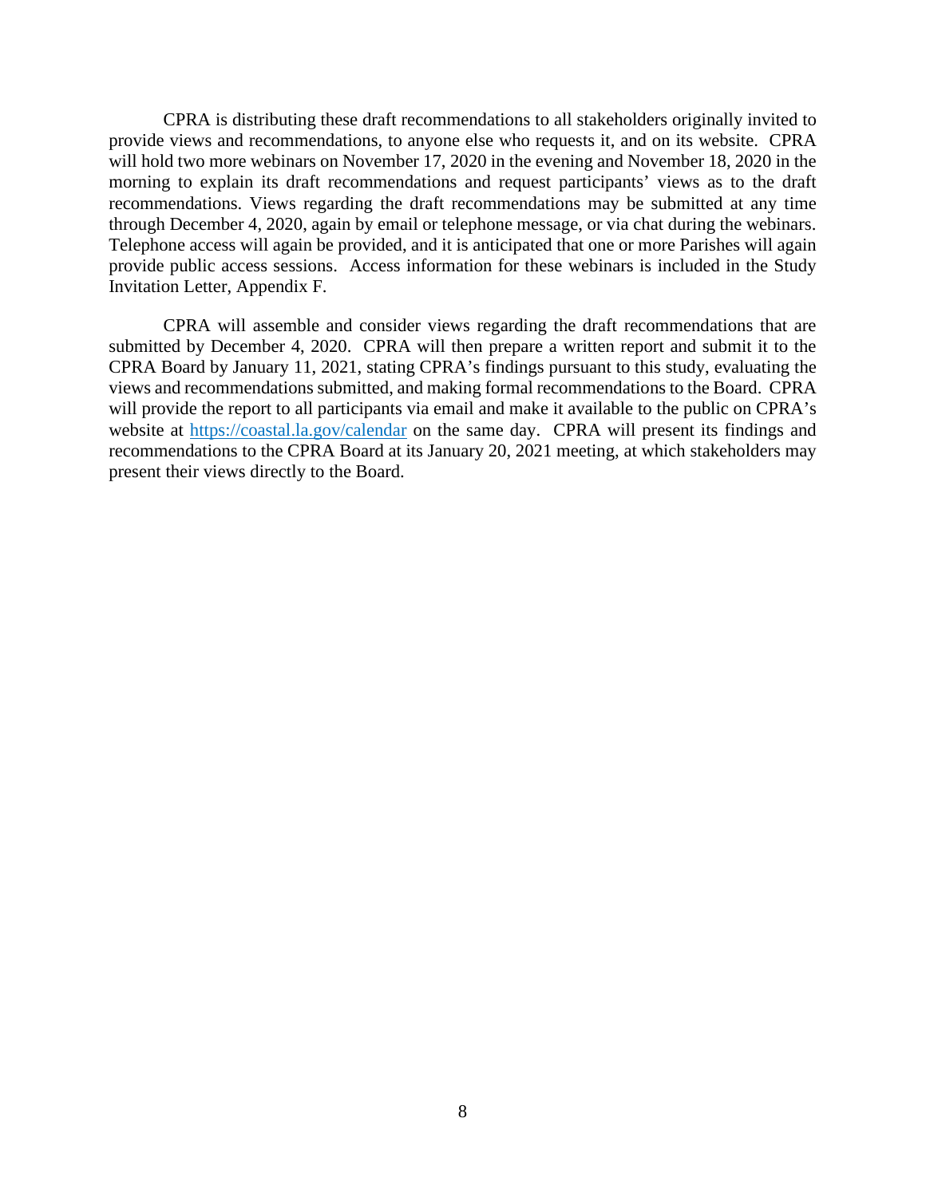CPRA is distributing these draft recommendations to all stakeholders originally invited to provide views and recommendations, to anyone else who requests it, and on its website. CPRA will hold two more webinars on November 17, 2020 in the evening and November 18, 2020 in the morning to explain its draft recommendations and request participants' views as to the draft recommendations. Views regarding the draft recommendations may be submitted at any time through December 4, 2020, again by email or telephone message, or via chat during the webinars. Telephone access will again be provided, and it is anticipated that one or more Parishes will again provide public access sessions. Access information for these webinars is included in the Study Invitation Letter, Appendix F.

CPRA will assemble and consider views regarding the draft recommendations that are submitted by December 4, 2020. CPRA will then prepare a written report and submit it to the CPRA Board by January 11, 2021, stating CPRA's findings pursuant to this study, evaluating the views and recommendations submitted, and making formal recommendations to the Board. CPRA will provide the report to all participants via email and make it available to the public on CPRA's website at [https://coastal.la.gov/calendar](https://coastal.la.gov/calendar) on the same day. CPRA will present its findings and recommendations to the CPRA Board at its January 20, 2021 meeting, at which stakeholders may present their views directly to the Board.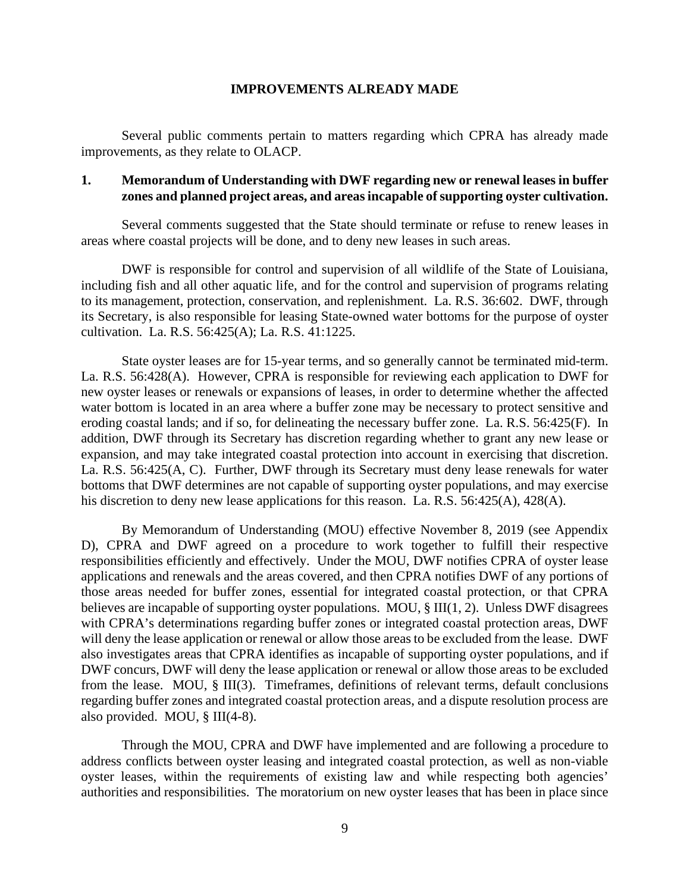## IMPROVEMENTS ALREADY MADE

Several public comments pertain to matters regarding which CPRA has already made improvements, as they relate to OLACP.

### 1. Memorandum of Understanding with DWF regarding new or renewal leases in buffer zones and planned project areas, and areas incapable of supporting oyster cultivation.

Several comments suggested that the State should terminate or refuse to renew leases in areas where coastal projects will be done, and to deny new leases in such areas.

DWF is responsible for control and supervision of all wildlife of the State of Louisiana, including fish and all other aquatic life, and for the control and supervision of programs relating to its management, protection, conservation, and replenishment. La. R.S. 36:602. DWF, through its Secretary, is also responsible for leasing State-owned water bottoms for the purpose of oyster cultivation. La. R.S. 56:425(A); La. R.S. 41:1225.

State oyster leases are for 15-year terms, and so generally cannot be terminated mid-term. La. R.S. 56:428(A). However, CPRA is responsible for reviewing each application to DWF for new oyster leases or renewals or expansions of leases, in order to determine whether the affected water bottom is located in an area where a buffer zone may be necessary to protect sensitive and eroding coastal lands; and if so, for delineating the necessary buffer zone. La. R.S. 56:425(F). In addition, DWF through its Secretary has discretion regarding whether to grant any new lease or expansion, and may take integrated coastal protection into account in exercising that discretion. La. R.S. 56:425(A, C). Further, DWF through its Secretary must deny lease renewals for water bottoms that DWF determines are not capable of supporting oyster populations, and may exercise his discretion to deny new lease applications for this reason. La. R.S. 56:425(A), 428(A).

By Memorandum of Understanding (MOU) effective November 8, 2019 (see Appendix D), CPRA and DWF agreed on a procedure to work together to fulfill their respective responsibilities efficiently and effectively. Under the MOU, DWF notifies CPRA of oyster lease applications and renewals and the areas covered, and then CPRA notifies DWF of any portions of those areas needed for buffer zones, essential for integrated coastal protection, or that CPRA believes are incapable of supporting oyster populations. MOU, § III(1, 2). Unless DWF disagrees with CPRA's determinations regarding buffer zones or integrated coastal protection areas, DWF will deny the lease application or renewal or allow those areas to be excluded from the lease. DWF also investigates areas that CPRA identifies as incapable of supporting oyster populations, and if DWF concurs, DWF will deny the lease application or renewal or allow those areas to be excluded from the lease. MOU, § III(3). Timeframes, definitions of relevant terms, default conclusions regarding buffer zones and integrated coastal protection areas, and a dispute resolution process are also provided. MOU, § III(4-8).

Through the MOU, CPRA and DWF have implemented and are following a procedure to address conflicts between oyster leasing and integrated coastal protection, as well as non-viable oyster leases, within the requirements of existing law and while respecting both agencies' authorities and responsibilities. The moratorium on new oyster leases that has been in place since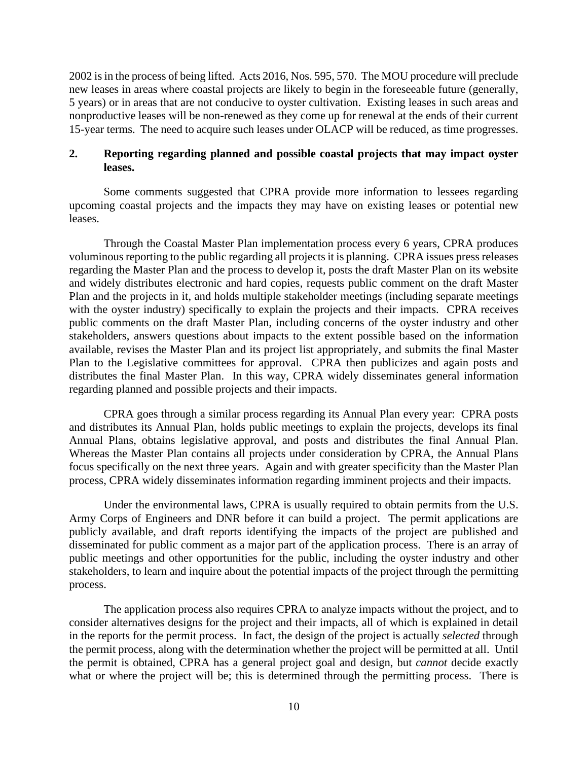2002 is in the process of being lifted. Acts 2016, Nos. 595, 570. The MOU procedure will preclude new leases in areas where coastal projects are likely to begin in the foreseeable future (generally, 5 years) or in areas that are not conducive to oyster cultivation. Existing leases in such areas and nonproductive leases will be non-renewed as they come up for renewal at the ends of their current 15-year terms. The need to acquire such leases under OLACP will be reduced, as time progresses.

## 2. Reporting regarding planned and possible coastal projects that may impact oyster leases.

Some comments suggested that CPRA provide more information to lessees regarding upcoming coastal projects and the impacts they may have on existing leases or potential new leases.

Through the Coastal Master Plan implementation process every 6 years, CPRA produces voluminous reporting to the public regarding all projects it is planning. CPRA issues press releases regarding the Master Plan and the process to develop it, posts the draft Master Plan on its website and widely distributes electronic and hard copies, requests public comment on the draft Master Plan and the projects in it, and holds multiple stakeholder meetings (including separate meetings with the oyster industry) specifically to explain the projects and their impacts. CPRA receives public comments on the draft Master Plan, including concerns of the oyster industry and other stakeholders, answers questions about impacts to the extent possible based on the information available, revises the Master Plan and its project list appropriately, and submits the final Master Plan to the Legislative committees for approval. CPRA then publicizes and again posts and distributes the final Master Plan. In this way, CPRA widely disseminates general information regarding planned and possible projects and their impacts.

CPRA goes through a similar process regarding its Annual Plan every year: CPRA posts and distributes its Annual Plan, holds public meetings to explain the projects, develops its final Annual Plans, obtains legislative approval, and posts and distributes the final Annual Plan. Whereas the Master Plan contains all projects under consideration by CPRA, the Annual Plans focus specifically on the next three years. Again and with greater specificity than the Master Plan process, CPRA widely disseminates information regarding imminent projects and their impacts.

Under the environmental laws, CPRA is usually required to obtain permits from the U.S. Army Corps of Engineers and DNR before it can build a project. The permit applications are publicly available, and draft reports identifying the impacts of the project are published and disseminated for public comment as a major part of the application process. There is an array of public meetings and other opportunities for the public, including the oyster industry and other stakeholders, to learn and inquire about the potential impacts of the project through the permitting process.

The application process also requires CPRA to analyze impacts without the project, and to consider alternatives designs for the project and their impacts, all of which is explained in detail in the reports for the permit process. In fact, the design of the project is actually *selected* through the permit process, along with the determination whether the project will be permitted at all. Until the permit is obtained, CPRA has a general project goal and design, but *cannot* decide exactly what or where the project will be; this is determined through the permitting process. There is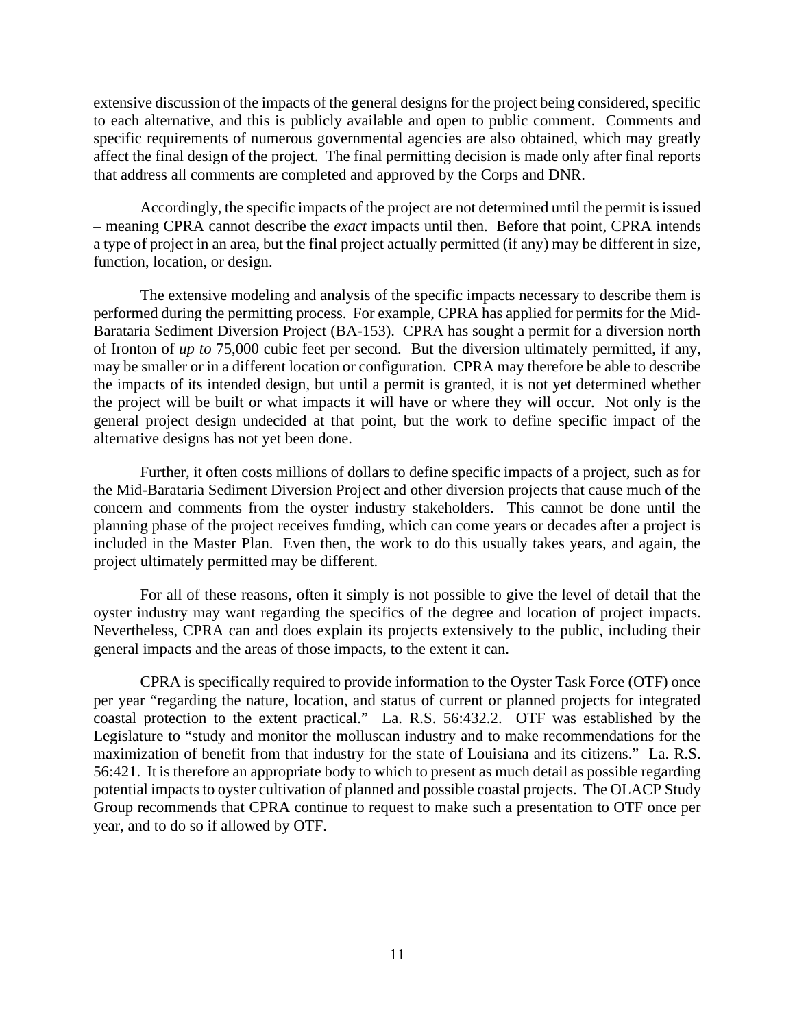extensive discussion of the impacts of the general designs for the project being considered, specific to each alternative, and this is publicly available and open to public comment. Comments and specific requirements of numerous governmental agencies are also obtained, which may greatly affect the final design of the project. The final permitting decision is made only after final reports that address all comments are completed and approved by the Corps and DNR.

Accordingly, the specific impacts of the project are not determined until the permit is issued – meaning CPRA cannot describe the *exact* impacts until then. Before that point, CPRA intends a type of project in an area, but the final project actually permitted (if any) may be different in size, function, location, or design.

The extensive modeling and analysis of the specific impacts necessary to describe them is performed during the permitting process. For example, CPRA has applied for permits for the Mid-Barataria Sediment Diversion Project (BA-153). CPRA has sought a permit for a diversion north of Ironton of *up to* 75,000 cubic feet per second. But the diversion ultimately permitted, if any, may be smaller or in a different location or configuration. CPRA may therefore be able to describe the impacts of its intended design, but until a permit is granted, it is not yet determined whether the project will be built or what impacts it will have or where they will occur. Not only is the general project design undecided at that point, but the work to define specific impact of the alternative designs has not yet been done.

Further, it often costs millions of dollars to define specific impacts of a project, such as for the Mid-Barataria Sediment Diversion Project and other diversion projects that cause much of the concern and comments from the oyster industry stakeholders. This cannot be done until the planning phase of the project receives funding, which can come years or decades after a project is included in the Master Plan. Even then, the work to do this usually takes years, and again, the project ultimately permitted may be different.

For all of these reasons, often it simply is not possible to give the level of detail that the oyster industry may want regarding the specifics of the degree and location of project impacts. Nevertheless, CPRA can and does explain its projects extensively to the public, including their general impacts and the areas of those impacts, to the extent it can.

CPRA is specifically required to provide information to the Oyster Task Force (OTF) once per year "regarding the nature, location, and status of current or planned projects for integrated coastal protection to the extent practical." La. R.S. 56:432.2. OTF was established by the Legislature to "study and monitor the molluscan industry and to make recommendations for the maximization of benefit from that industry for the state of Louisiana and its citizens." La. R.S. 56:421. It is therefore an appropriate body to which to present as much detail as possible regarding potential impacts to oyster cultivation of planned and possible coastal projects. The OLACP Study Group recommends that CPRA continue to request to make such a presentation to OTF once per year, and to do so if allowed by OTF.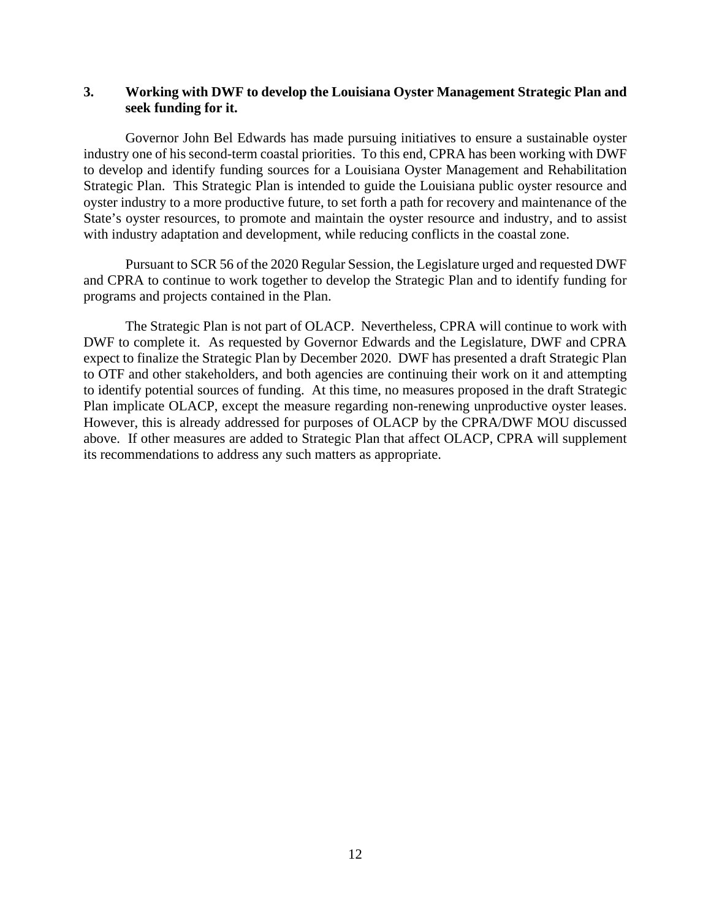### 3. Working with DWF to develop the Louisiana Oyster Management Strategic Plan and seek funding for it.

Governor John Bel Edwards has made pursuing initiatives to ensure a sustainable oyster industry one of his second-term coastal priorities. To this end, CPRA has been working with DWF to develop and identify funding sources for a Louisiana Oyster Management and Rehabilitation Strategic Plan. This Strategic Plan is intended to guide the Louisiana public oyster resource and oyster industry to a more productive future, to set forth a path for recovery and maintenance of the State's oyster resources, to promote and maintain the oyster resource and industry, and to assist with industry adaptation and development, while reducing conflicts in the coastal zone.

Pursuant to SCR 56 of the 2020 Regular Session, the Legislature urged and requested DWF and CPRA to continue to work together to develop the Strategic Plan and to identify funding for programs and projects contained in the Plan.

The Strategic Plan is not part of OLACP. Nevertheless, CPRA will continue to work with DWF to complete it. As requested by Governor Edwards and the Legislature, DWF and CPRA expect to finalize the Strategic Plan by December 2020. DWF has presented a draft Strategic Plan to OTF and other stakeholders, and both agencies are continuing their work on it and attempting to identify potential sources of funding. At this time, no measures proposed in the draft Strategic Plan implicate OLACP, except the measure regarding non-renewing unproductive oyster leases. However, this is already addressed for purposes of OLACP by the CPRA/DWF MOU discussed above. If other measures are added to Strategic Plan that affect OLACP, CPRA will supplement its recommendations to address any such matters as appropriate.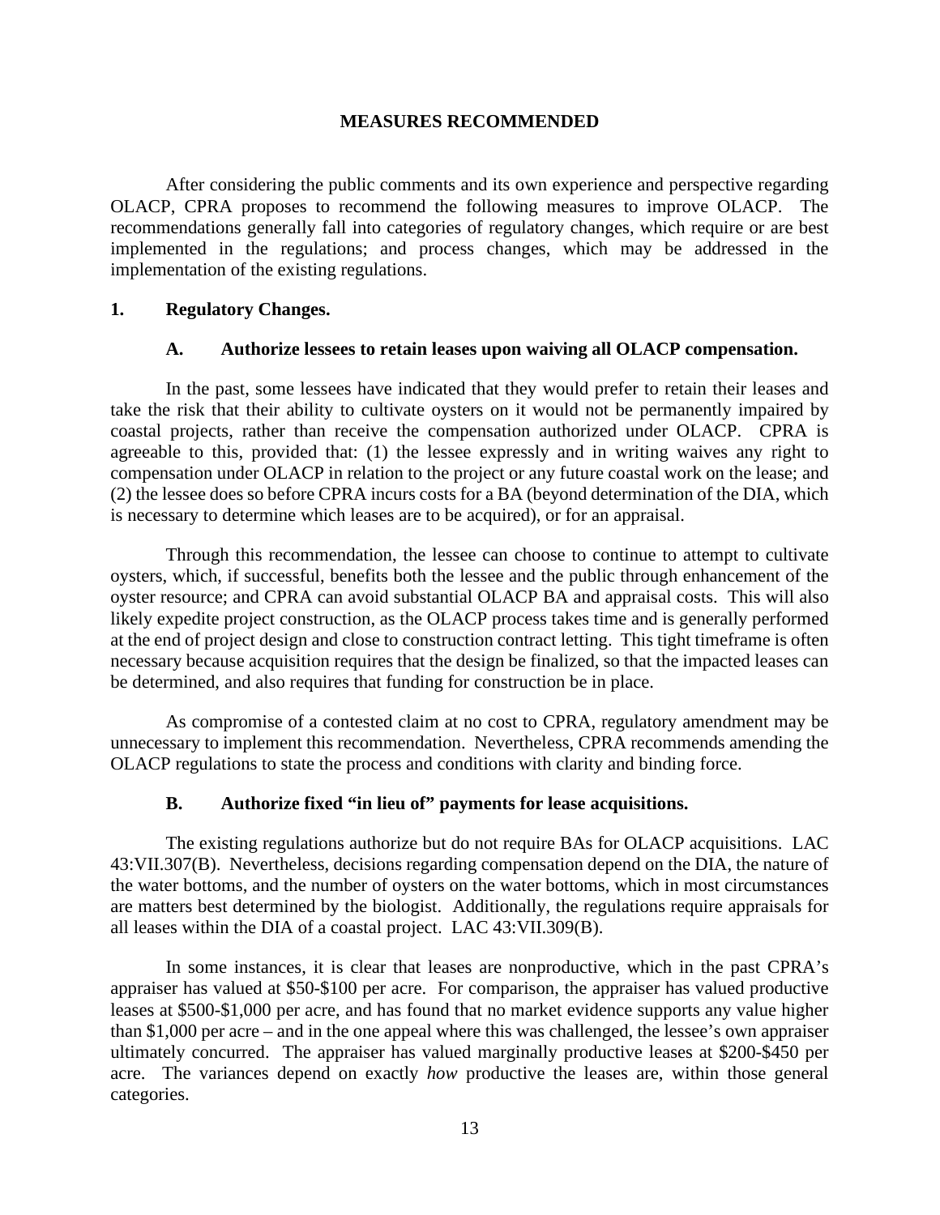## MEASURES RECOMMENDED

After considering the public comments and its own experience and perspective regarding OLACP, CPRA proposes to recommend the following measures to improve OLACP. The recommendations generally fall into categories of regulatory changes, which require or are best implemented in the regulations; and process changes, which may be addressed in the implementation of the existing regulations.

### 1. Regulatory Changes.

#### A. Authorize lessees to retain leases upon waiving all OLACP compensation.

In the past, some lessees have indicated that they would prefer to retain their leases and take the risk that their ability to cultivate oysters on it would not be permanently impaired by coastal projects, rather than receive the compensation authorized under OLACP. CPRA is agreeable to this, provided that: (1) the lessee expressly and in writing waives any right to compensation under OLACP in relation to the project or any future coastal work on the lease; and (2) the lessee does so before CPRA incurs costs for a BA (beyond determination of the DIA, which is necessary to determine which leases are to be acquired), or for an appraisal.

Through this recommendation, the lessee can choose to continue to attempt to cultivate oysters, which, if successful, benefits both the lessee and the public through enhancement of the oyster resource; and CPRA can avoid substantial OLACP BA and appraisal costs. This will also likely expedite project construction, as the OLACP process takes time and is generally performed at the end of project design and close to construction contract letting. This tight timeframe is often necessary because acquisition requires that the design be finalized, so that the impacted leases can be determined, and also requires that funding for construction be in place.

As compromise of a contested claim at no cost to CPRA, regulatory amendment may be unnecessary to implement this recommendation. Nevertheless, CPRA recommends amending the OLACP regulations to state the process and conditions with clarity and binding force.

#### B. Authorize fixed "in lieu of" payments for lease acquisitions.

The existing regulations authorize but do not require BAs for OLACP acquisitions. LAC 43:VII.307(B). Nevertheless, decisions regarding compensation depend on the DIA, the nature of the water bottoms, and the number of oysters on the water bottoms, which in most circumstances are matters best determined by the biologist. Additionally, the regulations require appraisals for all leases within the DIA of a coastal project. LAC 43:VII.309(B).

In some instances, it is clear that leases are nonproductive, which in the past CPRA's appraiser has valued at \$50-\$100 per acre. For comparison, the appraiser has valued productive leases at \$500-\$1,000 per acre, and has found that no market evidence supports any value higher than \$1,000 per acre – and in the one appeal where this was challenged, the lessee's own appraiser ultimately concurred. The appraiser has valued marginally productive leases at \$200-\$450 per acre. The variances depend on exactly *how* productive the leases are, within those general categories.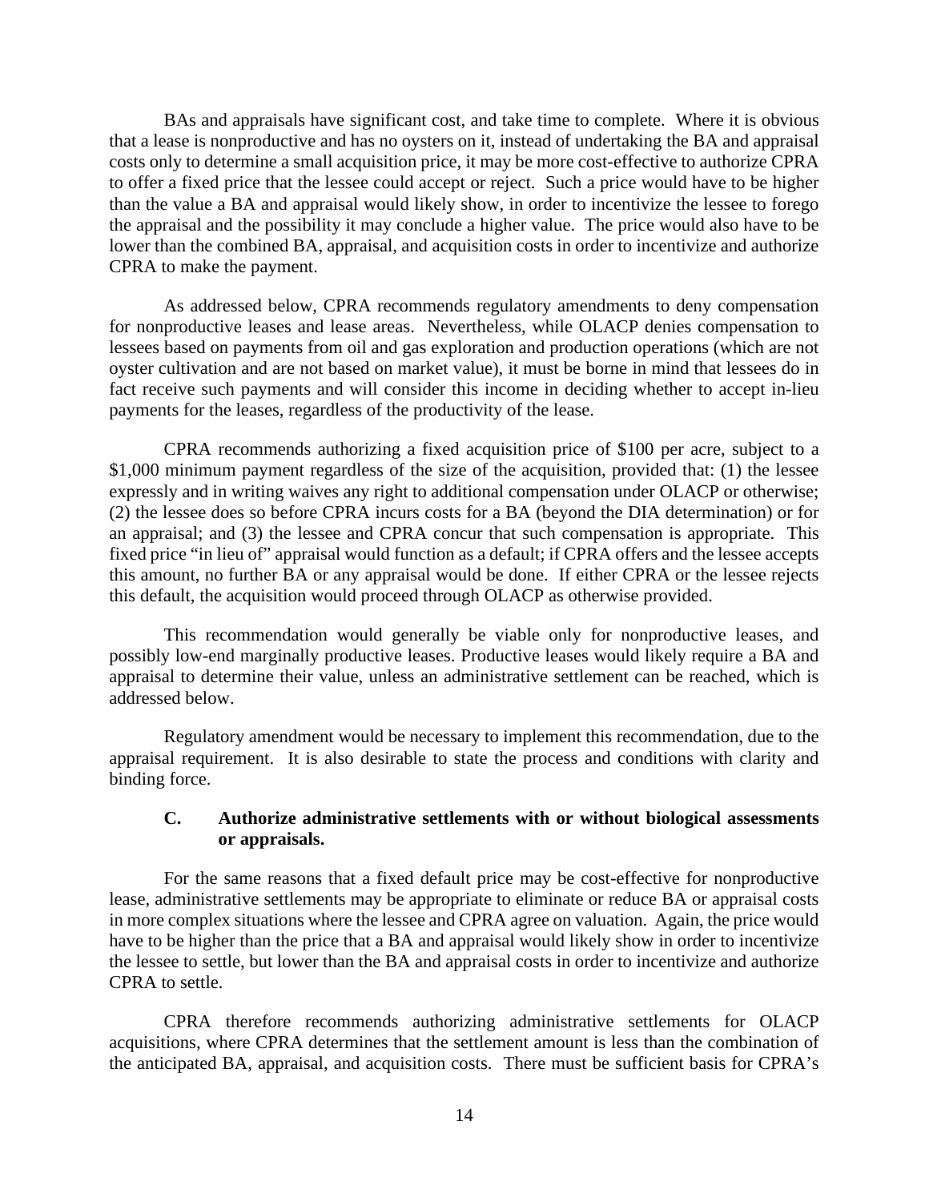BAs and appraisals have significant cost, and take time to complete. Where it is obvious that a lease is nonproductive and has no oysters on it, instead of undertaking the BA and appraisal costs only to determine a small acquisition price, it may be more cost-effective to authorize CPRA to offer a fixed price that the lessee could accept or reject. Such a price would have to be higher than the value a BA and appraisal would likely show, in order to incentivize the lessee to forego the appraisal and the possibility it may conclude a higher value. The price would also have to be lower than the combined BA, appraisal, and acquisition costs in order to incentivize and authorize CPRA to make the payment.

As addressed below, CPRA recommends regulatory amendments to deny compensation for nonproductive leases and lease areas. Nevertheless, while OLACP denies compensation to lessees based on payments from oil and gas exploration and production operations (which are not oyster cultivation and are not based on market value), it must be borne in mind that lessees do in fact receive such payments and will consider this income in deciding whether to accept in-lieu payments for the leases, regardless of the productivity of the lease.

CPRA recommends authorizing a fixed acquisition price of $100 per acre, subject to a $1,000 minimum payment regardless of the size of the acquisition, provided that: (1) the lessee expressly and in writing waives any right to additional compensation under OLACP or otherwise; (2) the lessee does so before CPRA incurs costs for a BA (beyond the DIA determination) or for an appraisal; and (3) the lessee and CPRA concur that such compensation is appropriate. This fixed price "in lieu of" appraisal would function as a default; if CPRA offers and the lessee accepts this amount, no further BA or any appraisal would be done. If either CPRA or the lessee rejects this default, the acquisition would proceed through OLACP as otherwise provided.

This recommendation would generally be viable only for nonproductive leases, and possibly low-end marginally productive leases. Productive leases would likely require a BA and appraisal to determine their value, unless an administrative settlement can be reached, which is addressed below.

Regulatory amendment would be necessary to implement this recommendation, due to the appraisal requirement. It is also desirable to state the process and conditions with clarity and binding force.

### C. Authorize administrative settlements with or without biological assessments or appraisals.

For the same reasons that a fixed default price may be cost-effective for nonproductive lease, administrative settlements may be appropriate to eliminate or reduce BA or appraisal costs in more complex situations where the lessee and CPRA agree on valuation. Again, the price would have to be higher than the price that a BA and appraisal would likely show in order to incentivize the lessee to settle, but lower than the BA and appraisal costs in order to incentivize and authorize CPRA to settle.

CPRA therefore recommends authorizing administrative settlements for OLACP acquisitions, where CPRA determines that the settlement amount is less than the combination of the anticipated BA, appraisal, and acquisition costs. There must be sufficient basis for CPRA's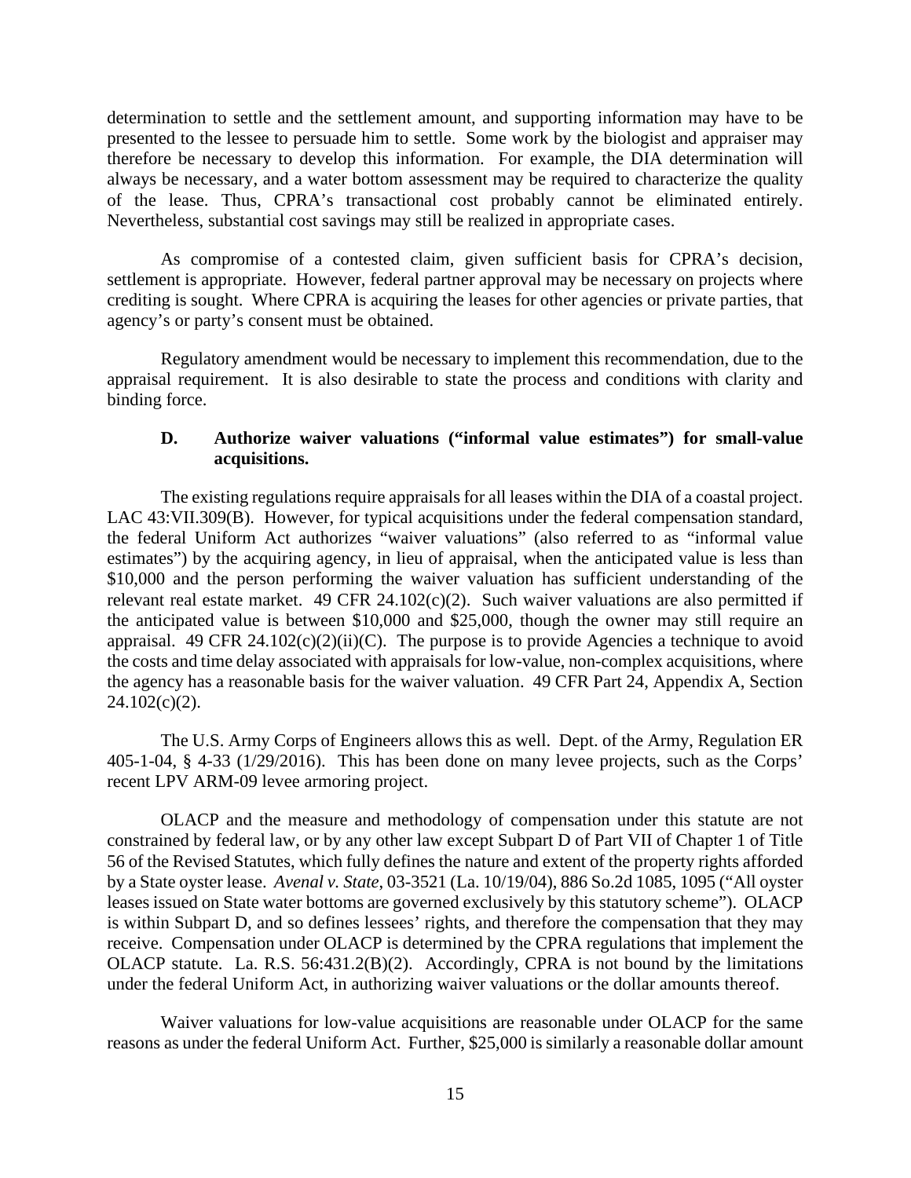determination to settle and the settlement amount, and supporting information may have to be presented to the lessee to persuade him to settle. Some work by the biologist and appraiser may therefore be necessary to develop this information. For example, the DIA determination will always be necessary, and a water bottom assessment may be required to characterize the quality of the lease. Thus, CPRA's transactional cost probably cannot be eliminated entirely. Nevertheless, substantial cost savings may still be realized in appropriate cases.

As compromise of a contested claim, given sufficient basis for CPRA's decision, settlement is appropriate. However, federal partner approval may be necessary on projects where crediting is sought. Where CPRA is acquiring the leases for other agencies or private parties, that agency's or party's consent must be obtained.

Regulatory amendment would be necessary to implement this recommendation, due to the appraisal requirement. It is also desirable to state the process and conditions with clarity and binding force.

### D. Authorize waiver valuations ("informal value estimates") for small-value acquisitions.

The existing regulations require appraisals for all leases within the DIA of a coastal project. LAC 43:VII.309(B). However, for typical acquisitions under the federal compensation standard, the federal Uniform Act authorizes "waiver valuations" (also referred to as "informal value estimates") by the acquiring agency, in lieu of appraisal, when the anticipated value is less than $10,000 and the person performing the waiver valuation has sufficient understanding of the relevant real estate market. 49 CFR 24.102(c)(2). Such waiver valuations are also permitted if the anticipated value is between $10,000 and $25,000, though the owner may still require an appraisal. 49 CFR 24.102(c)(2)(ii)(C). The purpose is to provide Agencies a technique to avoid the costs and time delay associated with appraisals for low-value, non-complex acquisitions, where the agency has a reasonable basis for the waiver valuation. 49 CFR Part 24, Appendix A, Section 24.102(c)(2).

The U.S. Army Corps of Engineers allows this as well. Dept. of the Army, Regulation ER 405-1-04, § 4-33 (1/29/2016). This has been done on many levee projects, such as the Corps' recent LPV ARM-09 levee armoring project.

OLACP and the measure and methodology of compensation under this statute are not constrained by federal law, or by any other law except Subpart D of Part VII of Chapter 1 of Title 56 of the Revised Statutes, which fully defines the nature and extent of the property rights afforded by a State oyster lease. *Avenal v. State*, 03-3521 (La. 10/19/04), 886 So.2d 1085, 1095 ("All oyster leases issued on State water bottoms are governed exclusively by this statutory scheme"). OLACP is within Subpart D, and so defines lessees' rights, and therefore the compensation that they may receive. Compensation under OLACP is determined by the CPRA regulations that implement the OLACP statute. La. R.S. 56:431.2(B)(2). Accordingly, CPRA is not bound by the limitations under the federal Uniform Act, in authorizing waiver valuations or the dollar amounts thereof.

Waiver valuations for low-value acquisitions are reasonable under OLACP for the same reasons as under the federal Uniform Act. Further, $25,000 is similarly a reasonable dollar amount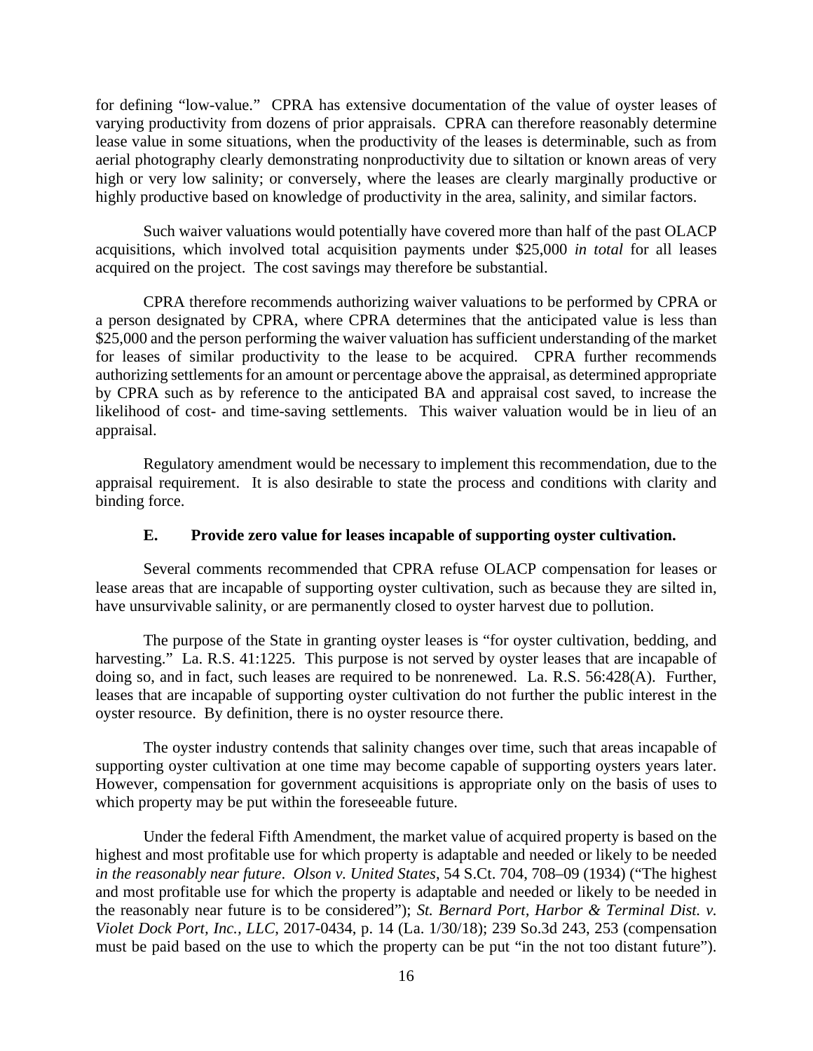for defining "low-value." CPRA has extensive documentation of the value of oyster leases of varying productivity from dozens of prior appraisals. CPRA can therefore reasonably determine lease value in some situations, when the productivity of the leases is determinable, such as from aerial photography clearly demonstrating nonproductivity due to siltation or known areas of very high or very low salinity; or conversely, where the leases are clearly marginally productive or highly productive based on knowledge of productivity in the area, salinity, and similar factors.

Such waiver valuations would potentially have covered more than half of the past OLACP acquisitions, which involved total acquisition payments under $25,000 *in total* for all leases acquired on the project. The cost savings may therefore be substantial.

CPRA therefore recommends authorizing waiver valuations to be performed by CPRA or a person designated by CPRA, where CPRA determines that the anticipated value is less than $25,000 and the person performing the waiver valuation has sufficient understanding of the market for leases of similar productivity to the lease to be acquired. CPRA further recommends authorizing settlements for an amount or percentage above the appraisal, as determined appropriate by CPRA such as by reference to the anticipated BA and appraisal cost saved, to increase the likelihood of cost- and time-saving settlements. This waiver valuation would be in lieu of an appraisal.

Regulatory amendment would be necessary to implement this recommendation, due to the appraisal requirement. It is also desirable to state the process and conditions with clarity and binding force.

### E. Provide zero value for leases incapable of supporting oyster cultivation.

Several comments recommended that CPRA refuse OLACP compensation for leases or lease areas that are incapable of supporting oyster cultivation, such as because they are silted in, have unsurvivable salinity, or are permanently closed to oyster harvest due to pollution.

The purpose of the State in granting oyster leases is "for oyster cultivation, bedding, and harvesting." La. R.S. 41:1225. This purpose is not served by oyster leases that are incapable of doing so, and in fact, such leases are required to be nonrenewed. La. R.S. 56:428(A). Further, leases that are incapable of supporting oyster cultivation do not further the public interest in the oyster resource. By definition, there is no oyster resource there.

The oyster industry contends that salinity changes over time, such that areas incapable of supporting oyster cultivation at one time may become capable of supporting oysters years later. However, compensation for government acquisitions is appropriate only on the basis of uses to which property may be put within the foreseeable future.

Under the federal Fifth Amendment, the market value of acquired property is based on the highest and most profitable use for which property is adaptable and needed or likely to be needed *in the reasonably near future*. *Olson v. United States*, 54 S.Ct. 704, 708–09 (1934) ("The highest and most profitable use for which the property is adaptable and needed or likely to be needed in the reasonably near future is to be considered"); *St. Bernard Port, Harbor & Terminal Dist. v. Violet Dock Port, Inc., LLC*, 2017-0434, p. 14 (La. 1/30/18); 239 So.3d 243, 253 (compensation must be paid based on the use to which the property can be put "in the not too distant future").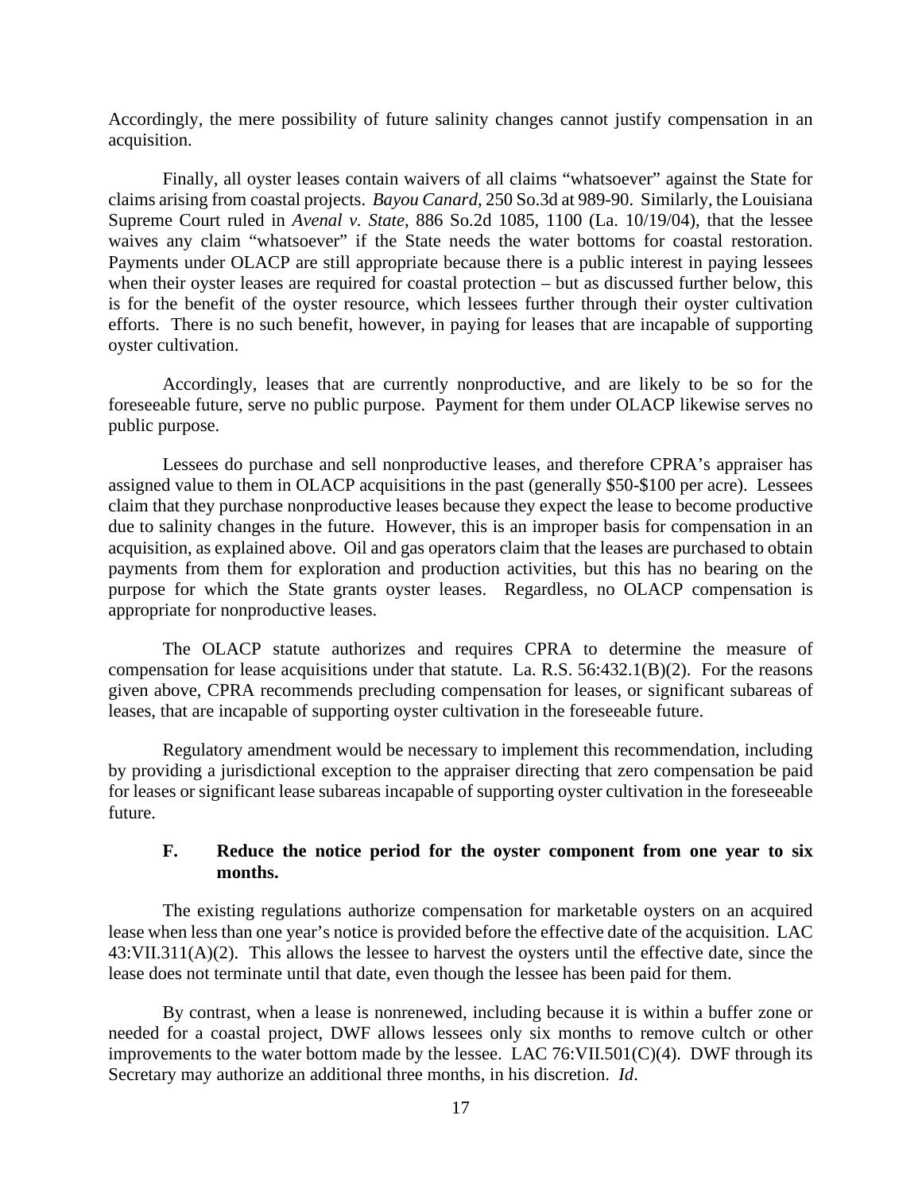Accordingly, the mere possibility of future salinity changes cannot justify compensation in an acquisition.

Finally, all oyster leases contain waivers of all claims "whatsoever" against the State for claims arising from coastal projects. *Bayou Canard*, 250 So.3d at 989-90. Similarly, the Louisiana Supreme Court ruled in *Avenal v. State*, 886 So.2d 1085, 1100 (La. 10/19/04), that the lessee waives any claim "whatsoever" if the State needs the water bottoms for coastal restoration. Payments under OLACP are still appropriate because there is a public interest in paying lessees when their oyster leases are required for coastal protection – but as discussed further below, this is for the benefit of the oyster resource, which lessees further through their oyster cultivation efforts. There is no such benefit, however, in paying for leases that are incapable of supporting oyster cultivation.

Accordingly, leases that are currently nonproductive, and are likely to be so for the foreseeable future, serve no public purpose. Payment for them under OLACP likewise serves no public purpose.

Lessees do purchase and sell nonproductive leases, and therefore CPRA's appraiser has assigned value to them in OLACP acquisitions in the past (generally $50-$100 per acre). Lessees claim that they purchase nonproductive leases because they expect the lease to become productive due to salinity changes in the future. However, this is an improper basis for compensation in an acquisition, as explained above. Oil and gas operators claim that the leases are purchased to obtain payments from them for exploration and production activities, but this has no bearing on the purpose for which the State grants oyster leases. Regardless, no OLACP compensation is appropriate for nonproductive leases.

The OLACP statute authorizes and requires CPRA to determine the measure of compensation for lease acquisitions under that statute. La. R.S. 56:432.1(B)(2). For the reasons given above, CPRA recommends precluding compensation for leases, or significant subareas of leases, that are incapable of supporting oyster cultivation in the foreseeable future.

Regulatory amendment would be necessary to implement this recommendation, including by providing a jurisdictional exception to the appraiser directing that zero compensation be paid for leases or significant lease subareas incapable of supporting oyster cultivation in the foreseeable future.

### F. Reduce the notice period for the oyster component from one year to six months.

The existing regulations authorize compensation for marketable oysters on an acquired lease when less than one year's notice is provided before the effective date of the acquisition. LAC 43:VII.311(A)(2). This allows the lessee to harvest the oysters until the effective date, since the lease does not terminate until that date, even though the lessee has been paid for them.

By contrast, when a lease is nonrenewed, including because it is within a buffer zone or needed for a coastal project, DWF allows lessees only six months to remove cultch or other improvements to the water bottom made by the lessee. LAC 76:VII.501(C)(4). DWF through its Secretary may authorize an additional three months, in his discretion. *Id*.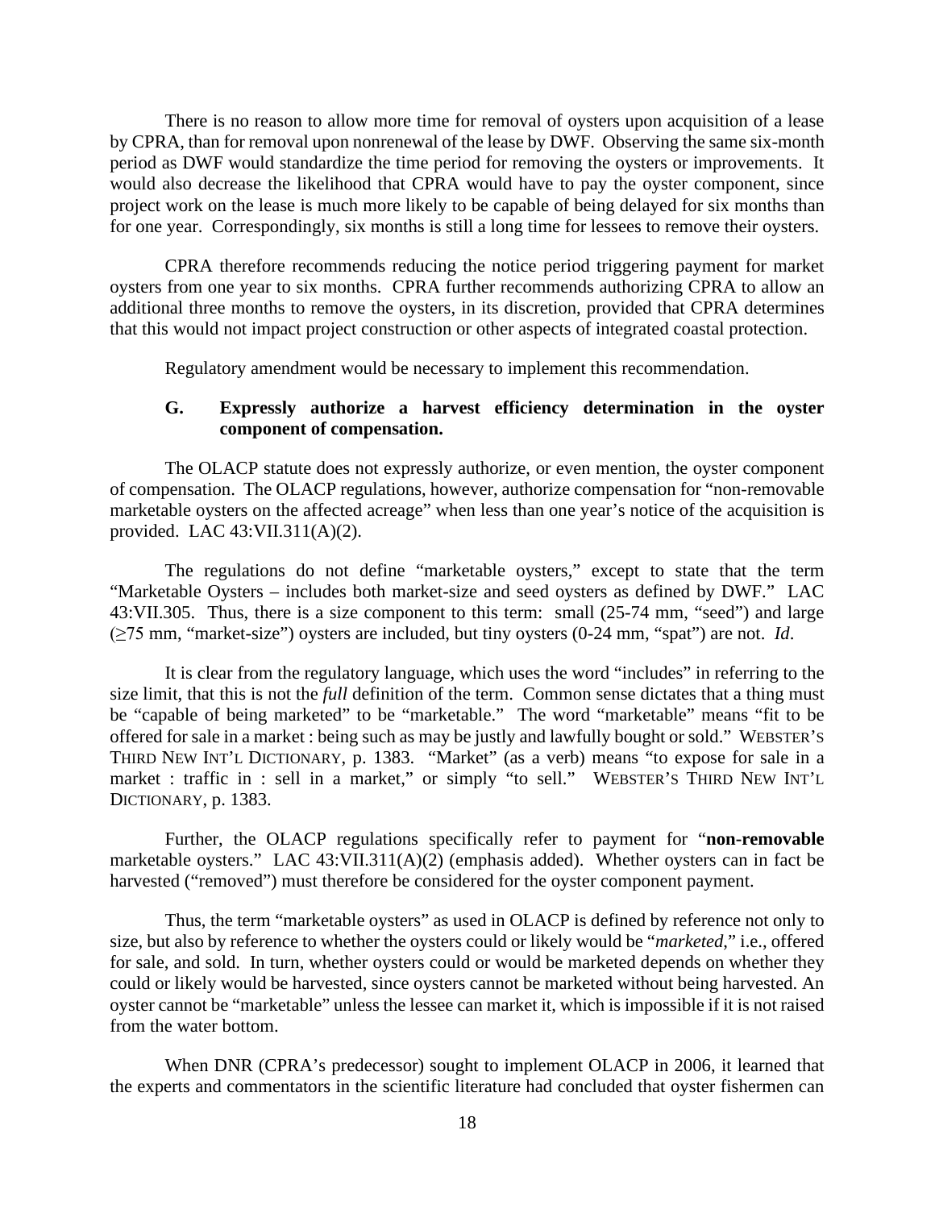There is no reason to allow more time for removal of oysters upon acquisition of a lease by CPRA, than for removal upon nonrenewal of the lease by DWF. Observing the same six-month period as DWF would standardize the time period for removing the oysters or improvements. It would also decrease the likelihood that CPRA would have to pay the oyster component, since project work on the lease is much more likely to be capable of being delayed for six months than for one year. Correspondingly, six months is still a long time for lessees to remove their oysters.

CPRA therefore recommends reducing the notice period triggering payment for market oysters from one year to six months. CPRA further recommends authorizing CPRA to allow an additional three months to remove the oysters, in its discretion, provided that CPRA determines that this would not impact project construction or other aspects of integrated coastal protection.

Regulatory amendment would be necessary to implement this recommendation.

### G. Expressly authorize a harvest efficiency determination in the oyster component of compensation.

The OLACP statute does not expressly authorize, or even mention, the oyster component of compensation. The OLACP regulations, however, authorize compensation for "non-removable marketable oysters on the affected acreage" when less than one year's notice of the acquisition is provided. LAC 43:VII.311(A)(2).

The regulations do not define "marketable oysters," except to state that the term "Marketable Oysters – includes both market-size and seed oysters as defined by DWF." LAC 43:VII.305. Thus, there is a size component to this term: small (25-74 mm, "seed") and large (≥75 mm, "market-size") oysters are included, but tiny oysters (0-24 mm, "spat") are not. *Id*.

It is clear from the regulatory language, which uses the word "includes" in referring to the size limit, that this is not the *full* definition of the term. Common sense dictates that a thing must be "capable of being marketed" to be "marketable." The word "marketable" means "fit to be offered for sale in a market : being such as may be justly and lawfully bought or sold." WEBSTER'S THIRD NEW INT'L DICTIONARY, p. 1383. "Market" (as a verb) means "to expose for sale in a market : traffic in : sell in a market," or simply "to sell." WEBSTER'S THIRD NEW INT'L DICTIONARY, p. 1383.

Further, the OLACP regulations specifically refer to payment for "**non-removable** marketable oysters." LAC 43:VII.311(A)(2) (emphasis added). Whether oysters can in fact be harvested ("removed") must therefore be considered for the oyster component payment.

Thus, the term "marketable oysters" as used in OLACP is defined by reference not only to size, but also by reference to whether the oysters could or likely would be "*marketed*," i.e., offered for sale, and sold. In turn, whether oysters could or would be marketed depends on whether they could or likely would be harvested, since oysters cannot be marketed without being harvested. An oyster cannot be "marketable" unless the lessee can market it, which is impossible if it is not raised from the water bottom.

When DNR (CPRA's predecessor) sought to implement OLACP in 2006, it learned that the experts and commentators in the scientific literature had concluded that oyster fishermen can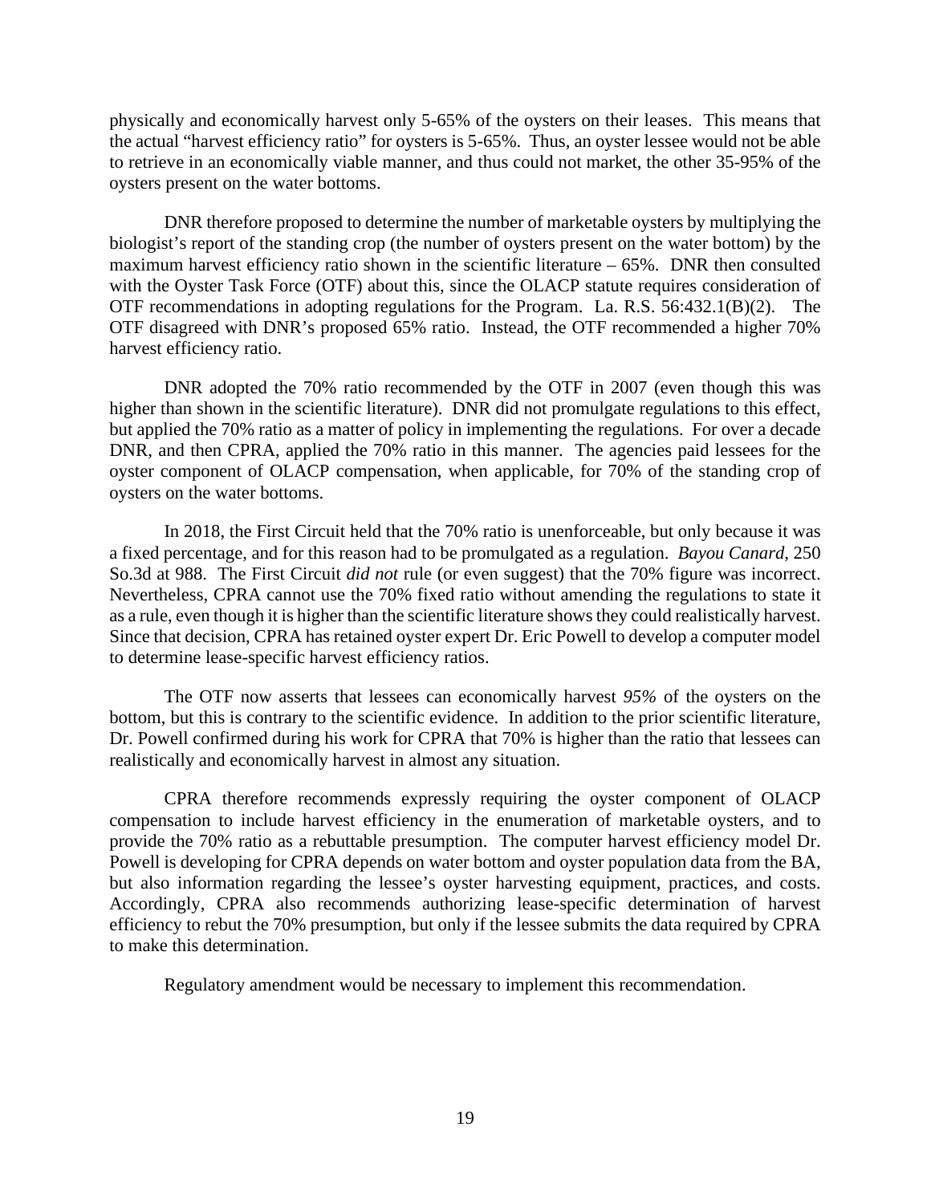physically and economically harvest only 5-65% of the oysters on their leases. This means that the actual "harvest efficiency ratio" for oysters is 5-65%. Thus, an oyster lessee would not be able to retrieve in an economically viable manner, and thus could not market, the other 35-95% of the oysters present on the water bottoms.

DNR therefore proposed to determine the number of marketable oysters by multiplying the biologist's report of the standing crop (the number of oysters present on the water bottom) by the maximum harvest efficiency ratio shown in the scientific literature – 65%. DNR then consulted with the Oyster Task Force (OTF) about this, since the OLACP statute requires consideration of OTF recommendations in adopting regulations for the Program. La. R.S. 56:432.1(B)(2). The OTF disagreed with DNR's proposed 65% ratio. Instead, the OTF recommended a higher 70% harvest efficiency ratio.

DNR adopted the 70% ratio recommended by the OTF in 2007 (even though this was higher than shown in the scientific literature). DNR did not promulgate regulations to this effect, but applied the 70% ratio as a matter of policy in implementing the regulations. For over a decade DNR, and then CPRA, applied the 70% ratio in this manner. The agencies paid lessees for the oyster component of OLACP compensation, when applicable, for 70% of the standing crop of oysters on the water bottoms.

In 2018, the First Circuit held that the 70% ratio is unenforceable, but only because it was a fixed percentage, and for this reason had to be promulgated as a regulation. *Bayou Canard*, 250 So.3d at 988. The First Circuit *did not* rule (or even suggest) that the 70% figure was incorrect. Nevertheless, CPRA cannot use the 70% fixed ratio without amending the regulations to state it as a rule, even though it is higher than the scientific literature shows they could realistically harvest. Since that decision, CPRA has retained oyster expert Dr. Eric Powell to develop a computer model to determine lease-specific harvest efficiency ratios.

The OTF now asserts that lessees can economically harvest *95%* of the oysters on the bottom, but this is contrary to the scientific evidence. In addition to the prior scientific literature, Dr. Powell confirmed during his work for CPRA that 70% is higher than the ratio that lessees can realistically and economically harvest in almost any situation.

CPRA therefore recommends expressly requiring the oyster component of OLACP compensation to include harvest efficiency in the enumeration of marketable oysters, and to provide the 70% ratio as a rebuttable presumption. The computer harvest efficiency model Dr. Powell is developing for CPRA depends on water bottom and oyster population data from the BA, but also information regarding the lessee's oyster harvesting equipment, practices, and costs. Accordingly, CPRA also recommends authorizing lease-specific determination of harvest efficiency to rebut the 70% presumption, but only if the lessee submits the data required by CPRA to make this determination.

Regulatory amendment would be necessary to implement this recommendation.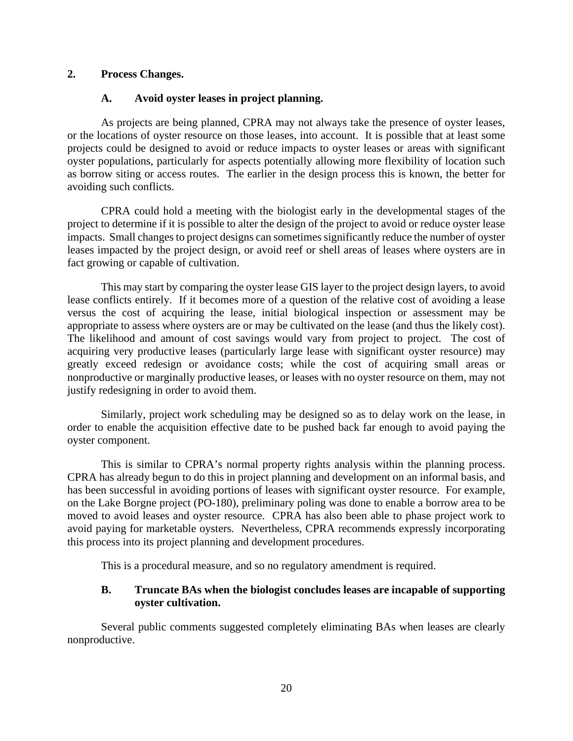## 2. Process Changes.

### A. Avoid oyster leases in project planning.

As projects are being planned, CPRA may not always take the presence of oyster leases, or the locations of oyster resource on those leases, into account. It is possible that at least some projects could be designed to avoid or reduce impacts to oyster leases or areas with significant oyster populations, particularly for aspects potentially allowing more flexibility of location such as borrow siting or access routes. The earlier in the design process this is known, the better for avoiding such conflicts.

CPRA could hold a meeting with the biologist early in the developmental stages of the project to determine if it is possible to alter the design of the project to avoid or reduce oyster lease impacts. Small changes to project designs can sometimes significantly reduce the number of oyster leases impacted by the project design, or avoid reef or shell areas of leases where oysters are in fact growing or capable of cultivation.

This may start by comparing the oyster lease GIS layer to the project design layers, to avoid lease conflicts entirely. If it becomes more of a question of the relative cost of avoiding a lease versus the cost of acquiring the lease, initial biological inspection or assessment may be appropriate to assess where oysters are or may be cultivated on the lease (and thus the likely cost). The likelihood and amount of cost savings would vary from project to project. The cost of acquiring very productive leases (particularly large lease with significant oyster resource) may greatly exceed redesign or avoidance costs; while the cost of acquiring small areas or nonproductive or marginally productive leases, or leases with no oyster resource on them, may not justify redesigning in order to avoid them.

Similarly, project work scheduling may be designed so as to delay work on the lease, in order to enable the acquisition effective date to be pushed back far enough to avoid paying the oyster component.

This is similar to CPRA's normal property rights analysis within the planning process. CPRA has already begun to do this in project planning and development on an informal basis, and has been successful in avoiding portions of leases with significant oyster resource. For example, on the Lake Borgne project (PO-180), preliminary poling was done to enable a borrow area to be moved to avoid leases and oyster resource. CPRA has also been able to phase project work to avoid paying for marketable oysters. Nevertheless, CPRA recommends expressly incorporating this process into its project planning and development procedures.

This is a procedural measure, and so no regulatory amendment is required.

### B. Truncate BAs when the biologist concludes leases are incapable of supporting oyster cultivation.

Several public comments suggested completely eliminating BAs when leases are clearly nonproductive.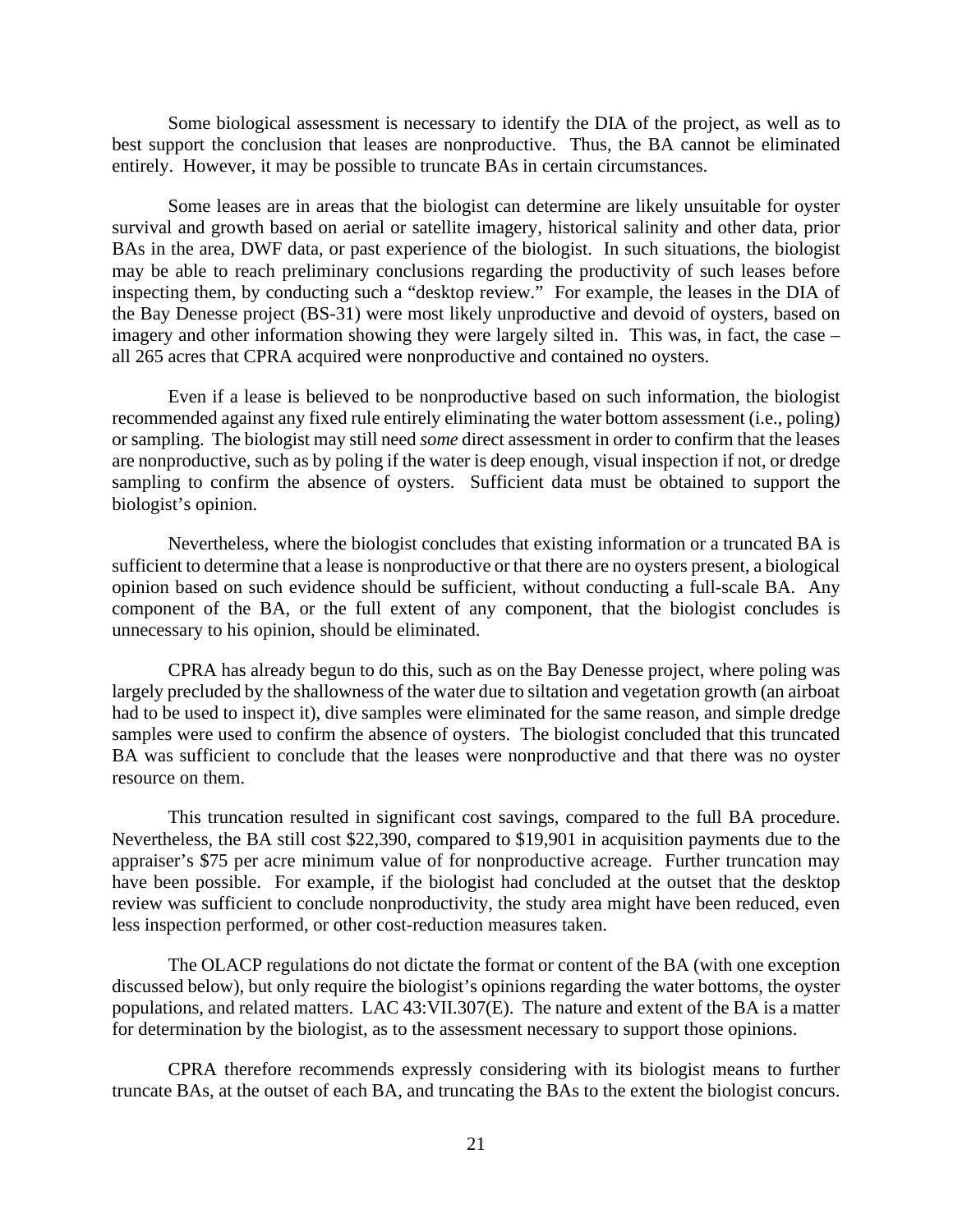Some biological assessment is necessary to identify the DIA of the project, as well as to best support the conclusion that leases are nonproductive. Thus, the BA cannot be eliminated entirely. However, it may be possible to truncate BAs in certain circumstances.

Some leases are in areas that the biologist can determine are likely unsuitable for oyster survival and growth based on aerial or satellite imagery, historical salinity and other data, prior BAs in the area, DWF data, or past experience of the biologist. In such situations, the biologist may be able to reach preliminary conclusions regarding the productivity of such leases before inspecting them, by conducting such a "desktop review." For example, the leases in the DIA of the Bay Denesse project (BS-31) were most likely unproductive and devoid of oysters, based on imagery and other information showing they were largely silted in. This was, in fact, the case – all 265 acres that CPRA acquired were nonproductive and contained no oysters.

Even if a lease is believed to be nonproductive based on such information, the biologist recommended against any fixed rule entirely eliminating the water bottom assessment (i.e., poling) or sampling. The biologist may still need *some* direct assessment in order to confirm that the leases are nonproductive, such as by poling if the water is deep enough, visual inspection if not, or dredge sampling to confirm the absence of oysters. Sufficient data must be obtained to support the biologist's opinion.

Nevertheless, where the biologist concludes that existing information or a truncated BA is sufficient to determine that a lease is nonproductive or that there are no oysters present, a biological opinion based on such evidence should be sufficient, without conducting a full-scale BA. Any component of the BA, or the full extent of any component, that the biologist concludes is unnecessary to his opinion, should be eliminated.

CPRA has already begun to do this, such as on the Bay Denesse project, where poling was largely precluded by the shallowness of the water due to siltation and vegetation growth (an airboat had to be used to inspect it), dive samples were eliminated for the same reason, and simple dredge samples were used to confirm the absence of oysters. The biologist concluded that this truncated BA was sufficient to conclude that the leases were nonproductive and that there was no oyster resource on them.

This truncation resulted in significant cost savings, compared to the full BA procedure. Nevertheless, the BA still cost $22,390, compared to $19,901 in acquisition payments due to the appraiser's $75 per acre minimum value of for nonproductive acreage. Further truncation may have been possible. For example, if the biologist had concluded at the outset that the desktop review was sufficient to conclude nonproductivity, the study area might have been reduced, even less inspection performed, or other cost-reduction measures taken.

The OLACP regulations do not dictate the format or content of the BA (with one exception discussed below), but only require the biologist's opinions regarding the water bottoms, the oyster populations, and related matters. LAC 43:VII.307(E). The nature and extent of the BA is a matter for determination by the biologist, as to the assessment necessary to support those opinions.

CPRA therefore recommends expressly considering with its biologist means to further truncate BAs, at the outset of each BA, and truncating the BAs to the extent the biologist concurs.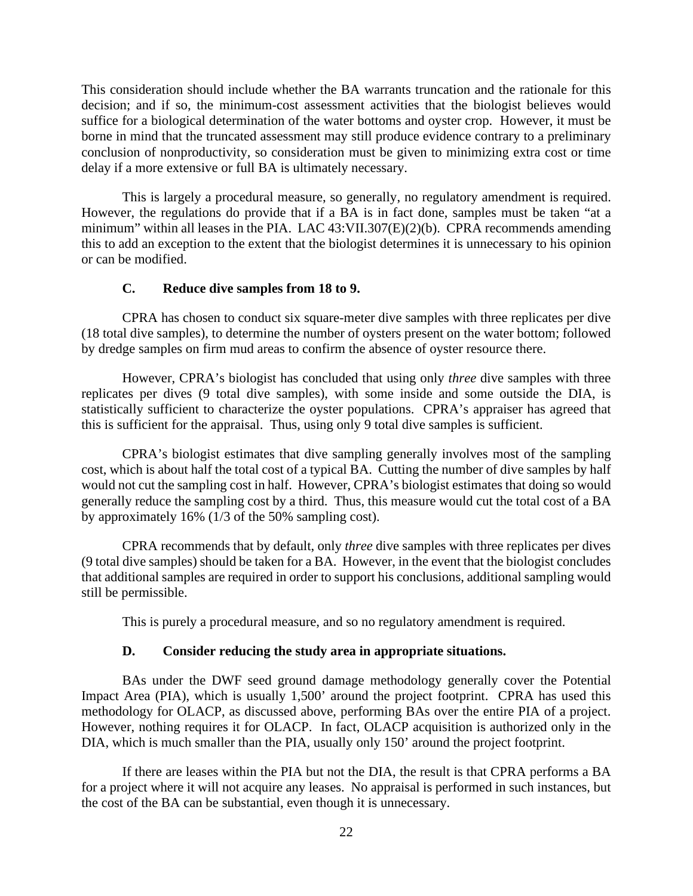This consideration should include whether the BA warrants truncation and the rationale for this decision; and if so, the minimum-cost assessment activities that the biologist believes would suffice for a biological determination of the water bottoms and oyster crop. However, it must be borne in mind that the truncated assessment may still produce evidence contrary to a preliminary conclusion of nonproductivity, so consideration must be given to minimizing extra cost or time delay if a more extensive or full BA is ultimately necessary.

This is largely a procedural measure, so generally, no regulatory amendment is required. However, the regulations do provide that if a BA is in fact done, samples must be taken "at a minimum" within all leases in the PIA. LAC 43:VII.307(E)(2)(b). CPRA recommends amending this to add an exception to the extent that the biologist determines it is unnecessary to his opinion or can be modified.

### C. Reduce dive samples from 18 to 9.

CPRA has chosen to conduct six square-meter dive samples with three replicates per dive (18 total dive samples), to determine the number of oysters present on the water bottom; followed by dredge samples on firm mud areas to confirm the absence of oyster resource there.

However, CPRA's biologist has concluded that using only *three* dive samples with three replicates per dives (9 total dive samples), with some inside and some outside the DIA, is statistically sufficient to characterize the oyster populations. CPRA's appraiser has agreed that this is sufficient for the appraisal. Thus, using only 9 total dive samples is sufficient.

CPRA's biologist estimates that dive sampling generally involves most of the sampling cost, which is about half the total cost of a typical BA. Cutting the number of dive samples by half would not cut the sampling cost in half. However, CPRA's biologist estimates that doing so would generally reduce the sampling cost by a third. Thus, this measure would cut the total cost of a BA by approximately 16% (1/3 of the 50% sampling cost).

CPRA recommends that by default, only *three* dive samples with three replicates per dives (9 total dive samples) should be taken for a BA. However, in the event that the biologist concludes that additional samples are required in order to support his conclusions, additional sampling would still be permissible.

This is purely a procedural measure, and so no regulatory amendment is required.

### D. Consider reducing the study area in appropriate situations.

BAs under the DWF seed ground damage methodology generally cover the Potential Impact Area (PIA), which is usually 1,500' around the project footprint. CPRA has used this methodology for OLACP, as discussed above, performing BAs over the entire PIA of a project. However, nothing requires it for OLACP. In fact, OLACP acquisition is authorized only in the DIA, which is much smaller than the PIA, usually only 150' around the project footprint.

If there are leases within the PIA but not the DIA, the result is that CPRA performs a BA for a project where it will not acquire any leases. No appraisal is performed in such instances, but the cost of the BA can be substantial, even though it is unnecessary.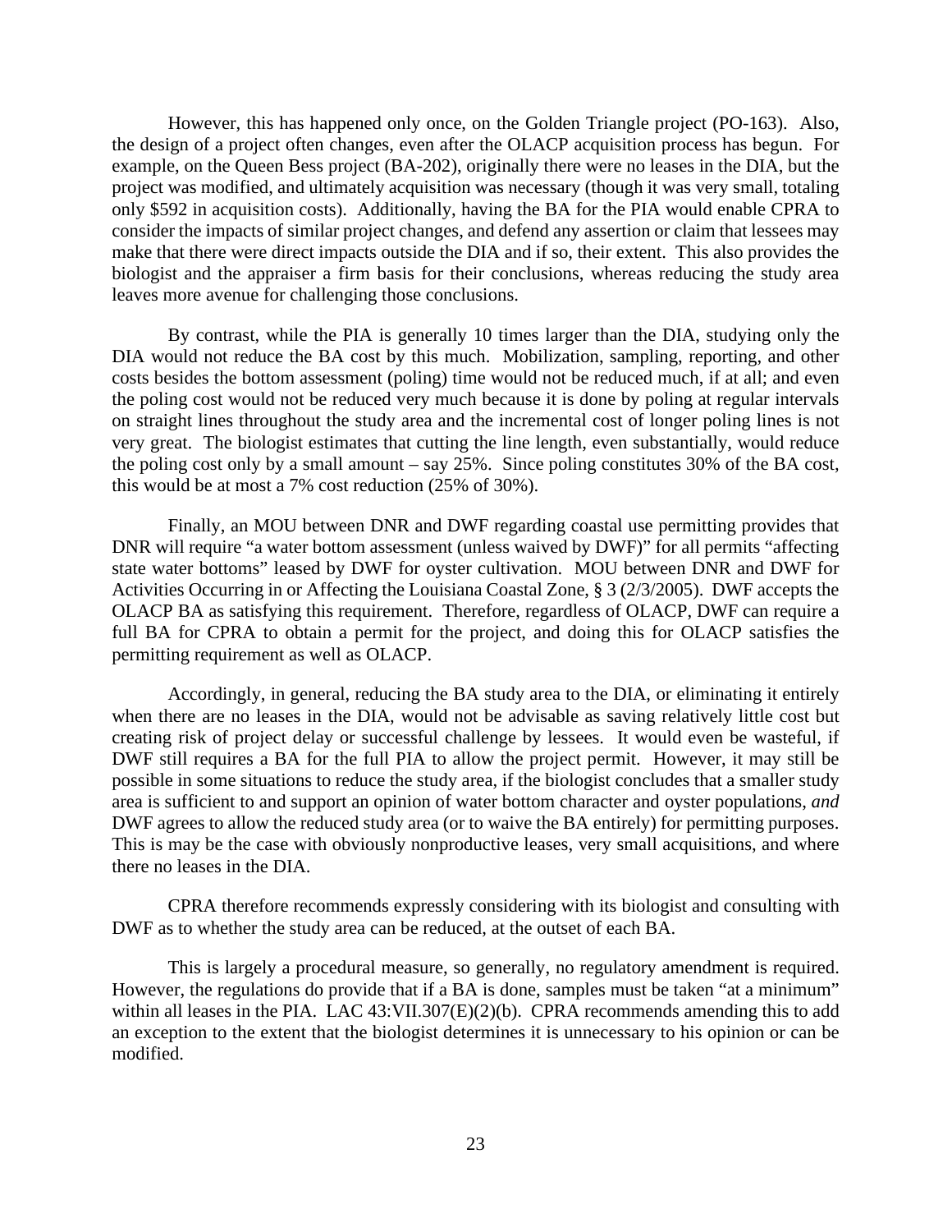However, this has happened only once, on the Golden Triangle project (PO-163). Also, the design of a project often changes, even after the OLACP acquisition process has begun. For example, on the Queen Bess project (BA-202), originally there were no leases in the DIA, but the project was modified, and ultimately acquisition was necessary (though it was very small, totaling only $592 in acquisition costs). Additionally, having the BA for the PIA would enable CPRA to consider the impacts of similar project changes, and defend any assertion or claim that lessees may make that there were direct impacts outside the DIA and if so, their extent. This also provides the biologist and the appraiser a firm basis for their conclusions, whereas reducing the study area leaves more avenue for challenging those conclusions.

By contrast, while the PIA is generally 10 times larger than the DIA, studying only the DIA would not reduce the BA cost by this much. Mobilization, sampling, reporting, and other costs besides the bottom assessment (poling) time would not be reduced much, if at all; and even the poling cost would not be reduced very much because it is done by poling at regular intervals on straight lines throughout the study area and the incremental cost of longer poling lines is not very great. The biologist estimates that cutting the line length, even substantially, would reduce the poling cost only by a small amount – say 25%. Since poling constitutes 30% of the BA cost, this would be at most a 7% cost reduction (25% of 30%).

Finally, an MOU between DNR and DWF regarding coastal use permitting provides that DNR will require "a water bottom assessment (unless waived by DWF)" for all permits "affecting state water bottoms" leased by DWF for oyster cultivation. MOU between DNR and DWF for Activities Occurring in or Affecting the Louisiana Coastal Zone, § 3 (2/3/2005). DWF accepts the OLACP BA as satisfying this requirement. Therefore, regardless of OLACP, DWF can require a full BA for CPRA to obtain a permit for the project, and doing this for OLACP satisfies the permitting requirement as well as OLACP.

Accordingly, in general, reducing the BA study area to the DIA, or eliminating it entirely when there are no leases in the DIA, would not be advisable as saving relatively little cost but creating risk of project delay or successful challenge by lessees. It would even be wasteful, if DWF still requires a BA for the full PIA to allow the project permit. However, it may still be possible in some situations to reduce the study area, if the biologist concludes that a smaller study area is sufficient to and support an opinion of water bottom character and oyster populations, *and* DWF agrees to allow the reduced study area (or to waive the BA entirely) for permitting purposes. This is may be the case with obviously nonproductive leases, very small acquisitions, and where there no leases in the DIA.

CPRA therefore recommends expressly considering with its biologist and consulting with DWF as to whether the study area can be reduced, at the outset of each BA.

This is largely a procedural measure, so generally, no regulatory amendment is required. However, the regulations do provide that if a BA is done, samples must be taken "at a minimum" within all leases in the PIA. LAC 43:VII.307(E)(2)(b). CPRA recommends amending this to add an exception to the extent that the biologist determines it is unnecessary to his opinion or can be modified.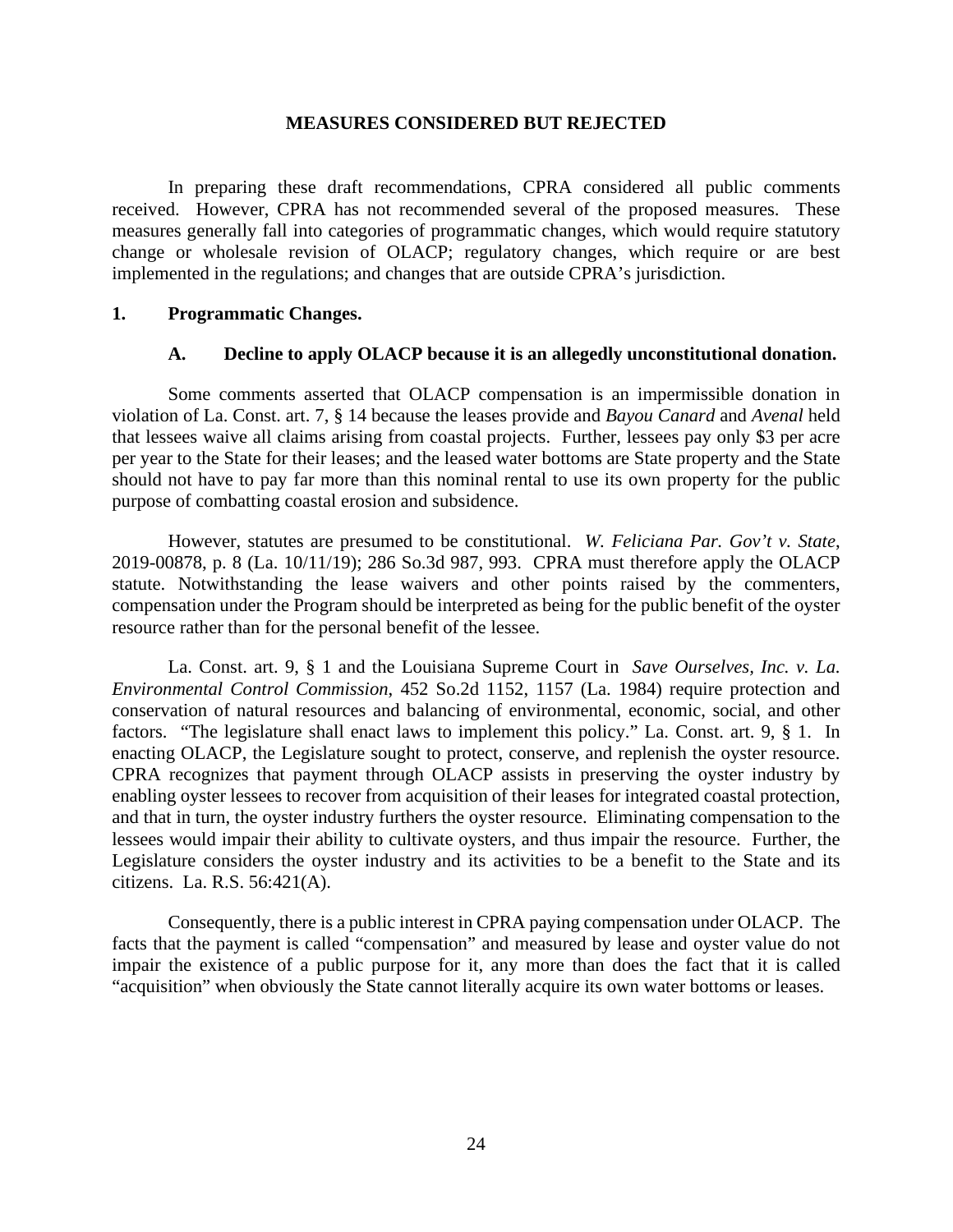## MEASURES CONSIDERED BUT REJECTED

In preparing these draft recommendations, CPRA considered all public comments received. However, CPRA has not recommended several of the proposed measures. These measures generally fall into categories of programmatic changes, which would require statutory change or wholesale revision of OLACP; regulatory changes, which require or are best implemented in the regulations; and changes that are outside CPRA's jurisdiction.

### 1. Programmatic Changes.

#### A. Decline to apply OLACP because it is an allegedly unconstitutional donation.

Some comments asserted that OLACP compensation is an impermissible donation in violation of La. Const. art. 7, § 14 because the leases provide and *Bayou Canard* and *Avenal* held that lessees waive all claims arising from coastal projects. Further, lessees pay only $3 per acre per year to the State for their leases; and the leased water bottoms are State property and the State should not have to pay far more than this nominal rental to use its own property for the public purpose of combatting coastal erosion and subsidence.

However, statutes are presumed to be constitutional. *W. Feliciana Par. Gov't v. State*, 2019-00878, p. 8 (La. 10/11/19); 286 So.3d 987, 993. CPRA must therefore apply the OLACP statute. Notwithstanding the lease waivers and other points raised by the commenters, compensation under the Program should be interpreted as being for the public benefit of the oyster resource rather than for the personal benefit of the lessee.

La. Const. art. 9, § 1 and the Louisiana Supreme Court in *Save Ourselves, Inc. v. La. Environmental Control Commission*, 452 So.2d 1152, 1157 (La. 1984) require protection and conservation of natural resources and balancing of environmental, economic, social, and other factors. "The legislature shall enact laws to implement this policy." La. Const. art. 9, § 1. In enacting OLACP, the Legislature sought to protect, conserve, and replenish the oyster resource. CPRA recognizes that payment through OLACP assists in preserving the oyster industry by enabling oyster lessees to recover from acquisition of their leases for integrated coastal protection, and that in turn, the oyster industry furthers the oyster resource. Eliminating compensation to the lessees would impair their ability to cultivate oysters, and thus impair the resource. Further, the Legislature considers the oyster industry and its activities to be a benefit to the State and its citizens. La. R.S. 56:421(A).

Consequently, there is a public interest in CPRA paying compensation under OLACP. The facts that the payment is called "compensation" and measured by lease and oyster value do not impair the existence of a public purpose for it, any more than does the fact that it is called "acquisition" when obviously the State cannot literally acquire its own water bottoms or leases.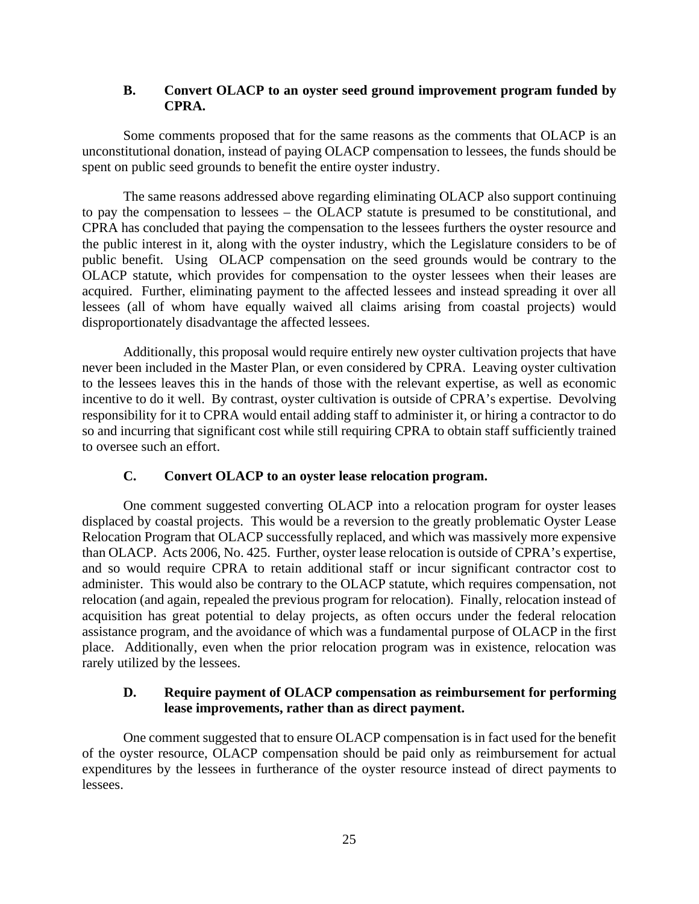### B. Convert OLACP to an oyster seed ground improvement program funded by CPRA.

Some comments proposed that for the same reasons as the comments that OLACP is an unconstitutional donation, instead of paying OLACP compensation to lessees, the funds should be spent on public seed grounds to benefit the entire oyster industry.

The same reasons addressed above regarding eliminating OLACP also support continuing to pay the compensation to lessees – the OLACP statute is presumed to be constitutional, and CPRA has concluded that paying the compensation to the lessees furthers the oyster resource and the public interest in it, along with the oyster industry, which the Legislature considers to be of public benefit. Using OLACP compensation on the seed grounds would be contrary to the OLACP statute, which provides for compensation to the oyster lessees when their leases are acquired. Further, eliminating payment to the affected lessees and instead spreading it over all lessees (all of whom have equally waived all claims arising from coastal projects) would disproportionately disadvantage the affected lessees.

Additionally, this proposal would require entirely new oyster cultivation projects that have never been included in the Master Plan, or even considered by CPRA. Leaving oyster cultivation to the lessees leaves this in the hands of those with the relevant expertise, as well as economic incentive to do it well. By contrast, oyster cultivation is outside of CPRA's expertise. Devolving responsibility for it to CPRA would entail adding staff to administer it, or hiring a contractor to do so and incurring that significant cost while still requiring CPRA to obtain staff sufficiently trained to oversee such an effort.

### C. Convert OLACP to an oyster lease relocation program.

One comment suggested converting OLACP into a relocation program for oyster leases displaced by coastal projects. This would be a reversion to the greatly problematic Oyster Lease Relocation Program that OLACP successfully replaced, and which was massively more expensive than OLACP. Acts 2006, No. 425. Further, oyster lease relocation is outside of CPRA's expertise, and so would require CPRA to retain additional staff or incur significant contractor cost to administer. This would also be contrary to the OLACP statute, which requires compensation, not relocation (and again, repealed the previous program for relocation). Finally, relocation instead of acquisition has great potential to delay projects, as often occurs under the federal relocation assistance program, and the avoidance of which was a fundamental purpose of OLACP in the first place. Additionally, even when the prior relocation program was in existence, relocation was rarely utilized by the lessees.

### D. Require payment of OLACP compensation as reimbursement for performing lease improvements, rather than as direct payment.

One comment suggested that to ensure OLACP compensation is in fact used for the benefit of the oyster resource, OLACP compensation should be paid only as reimbursement for actual expenditures by the lessees in furtherance of the oyster resource instead of direct payments to lessees.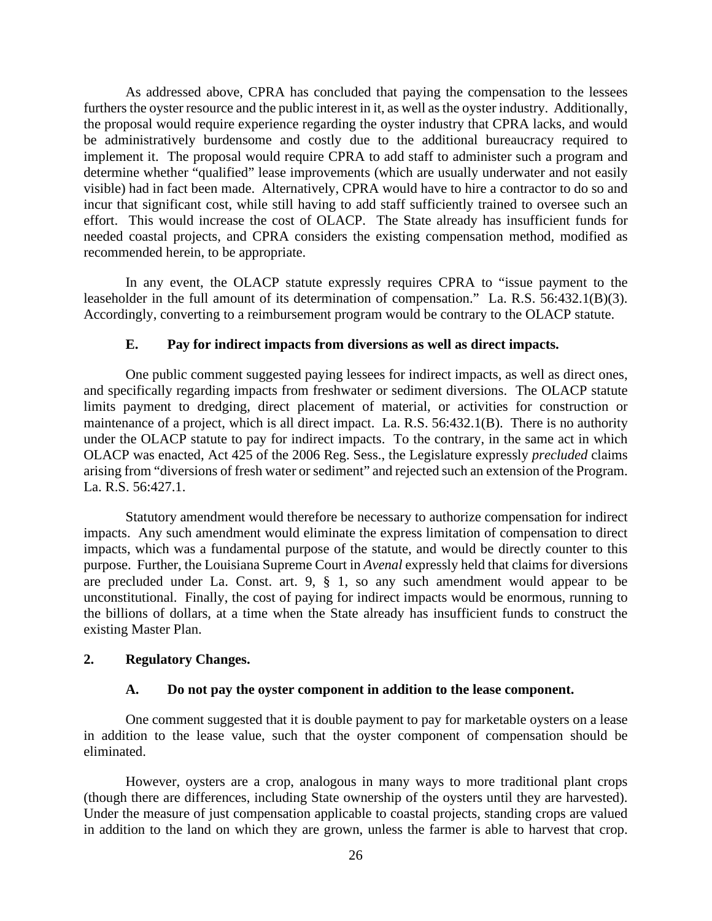As addressed above, CPRA has concluded that paying the compensation to the lessees furthers the oyster resource and the public interest in it, as well as the oyster industry. Additionally, the proposal would require experience regarding the oyster industry that CPRA lacks, and would be administratively burdensome and costly due to the additional bureaucracy required to implement it. The proposal would require CPRA to add staff to administer such a program and determine whether "qualified" lease improvements (which are usually underwater and not easily visible) had in fact been made. Alternatively, CPRA would have to hire a contractor to do so and incur that significant cost, while still having to add staff sufficiently trained to oversee such an effort. This would increase the cost of OLACP. The State already has insufficient funds for needed coastal projects, and CPRA considers the existing compensation method, modified as recommended herein, to be appropriate.

In any event, the OLACP statute expressly requires CPRA to "issue payment to the leaseholder in the full amount of its determination of compensation." La. R.S. 56:432.1(B)(3). Accordingly, converting to a reimbursement program would be contrary to the OLACP statute.

### E. Pay for indirect impacts from diversions as well as direct impacts.

One public comment suggested paying lessees for indirect impacts, as well as direct ones, and specifically regarding impacts from freshwater or sediment diversions. The OLACP statute limits payment to dredging, direct placement of material, or activities for construction or maintenance of a project, which is all direct impact. La. R.S. 56:432.1(B). There is no authority under the OLACP statute to pay for indirect impacts. To the contrary, in the same act in which OLACP was enacted, Act 425 of the 2006 Reg. Sess., the Legislature expressly *precluded* claims arising from "diversions of fresh water or sediment" and rejected such an extension of the Program. La. R.S. 56:427.1.

Statutory amendment would therefore be necessary to authorize compensation for indirect impacts. Any such amendment would eliminate the express limitation of compensation to direct impacts, which was a fundamental purpose of the statute, and would be directly counter to this purpose. Further, the Louisiana Supreme Court in *Avenal* expressly held that claims for diversions are precluded under La. Const. art. 9, § 1, so any such amendment would appear to be unconstitutional. Finally, the cost of paying for indirect impacts would be enormous, running to the billions of dollars, at a time when the State already has insufficient funds to construct the existing Master Plan.

## 2. Regulatory Changes.

### A. Do not pay the oyster component in addition to the lease component.

One comment suggested that it is double payment to pay for marketable oysters on a lease in addition to the lease value, such that the oyster component of compensation should be eliminated.

However, oysters are a crop, analogous in many ways to more traditional plant crops (though there are differences, including State ownership of the oysters until they are harvested). Under the measure of just compensation applicable to coastal projects, standing crops are valued in addition to the land on which they are grown, unless the farmer is able to harvest that crop.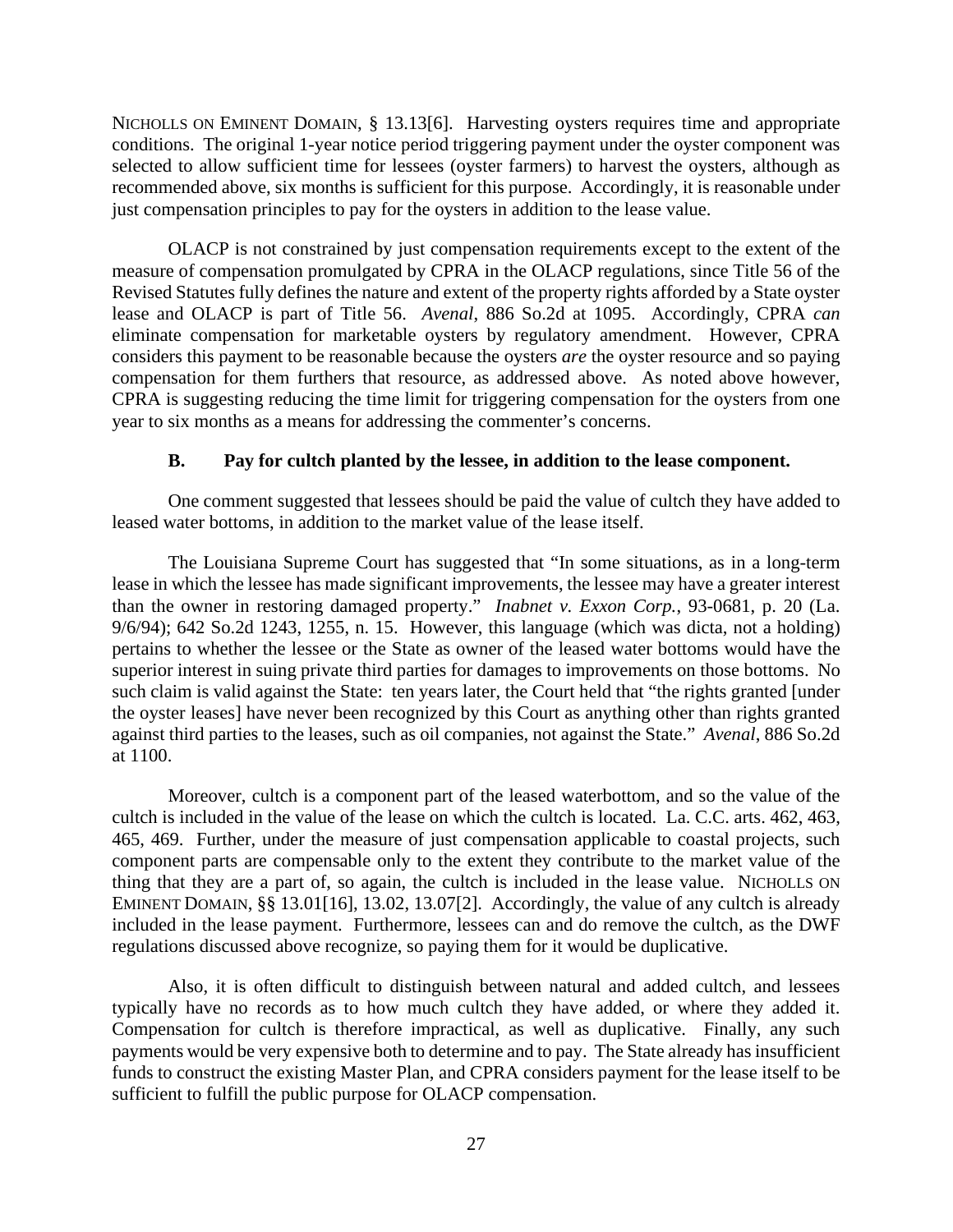NICHOLLS ON EMINENT DOMAIN, § 13.13[6]. Harvesting oysters requires time and appropriate conditions. The original 1-year notice period triggering payment under the oyster component was selected to allow sufficient time for lessees (oyster farmers) to harvest the oysters, although as recommended above, six months is sufficient for this purpose. Accordingly, it is reasonable under just compensation principles to pay for the oysters in addition to the lease value.

OLACP is not constrained by just compensation requirements except to the extent of the measure of compensation promulgated by CPRA in the OLACP regulations, since Title 56 of the Revised Statutes fully defines the nature and extent of the property rights afforded by a State oyster lease and OLACP is part of Title 56. *Avenal*, 886 So.2d at 1095. Accordingly, CPRA *can* eliminate compensation for marketable oysters by regulatory amendment. However, CPRA considers this payment to be reasonable because the oysters *are* the oyster resource and so paying compensation for them furthers that resource, as addressed above. As noted above however, CPRA is suggesting reducing the time limit for triggering compensation for the oysters from one year to six months as a means for addressing the commenter's concerns.

**B. Pay for cultch planted by the lessee, in addition to the lease component.**

One comment suggested that lessees should be paid the value of cultch they have added to leased water bottoms, in addition to the market value of the lease itself.

The Louisiana Supreme Court has suggested that "In some situations, as in a long-term lease in which the lessee has made significant improvements, the lessee may have a greater interest than the owner in restoring damaged property." *Inabnet v. Exxon Corp.*, 93-0681, p. 20 (La. 9/6/94); 642 So.2d 1243, 1255, n. 15. However, this language (which was dicta, not a holding) pertains to whether the lessee or the State as owner of the leased water bottoms would have the superior interest in suing private third parties for damages to improvements on those bottoms. No such claim is valid against the State: ten years later, the Court held that "the rights granted [under the oyster leases] have never been recognized by this Court as anything other than rights granted against third parties to the leases, such as oil companies, not against the State." *Avenal*, 886 So.2d at 1100.

Moreover, cultch is a component part of the leased waterbottom, and so the value of the cultch is included in the value of the lease on which the cultch is located. La. C.C. arts. 462, 463, 465, 469. Further, under the measure of just compensation applicable to coastal projects, such component parts are compensable only to the extent they contribute to the market value of the thing that they are a part of, so again, the cultch is included in the lease value. NICHOLLS ON EMINENT DOMAIN, §§ 13.01[16], 13.02, 13.07[2]. Accordingly, the value of any cultch is already included in the lease payment. Furthermore, lessees can and do remove the cultch, as the DWF regulations discussed above recognize, so paying them for it would be duplicative.

Also, it is often difficult to distinguish between natural and added cultch, and lessees typically have no records as to how much cultch they have added, or where they added it. Compensation for cultch is therefore impractical, as well as duplicative. Finally, any such payments would be very expensive both to determine and to pay. The State already has insufficient funds to construct the existing Master Plan, and CPRA considers payment for the lease itself to be sufficient to fulfill the public purpose for OLACP compensation.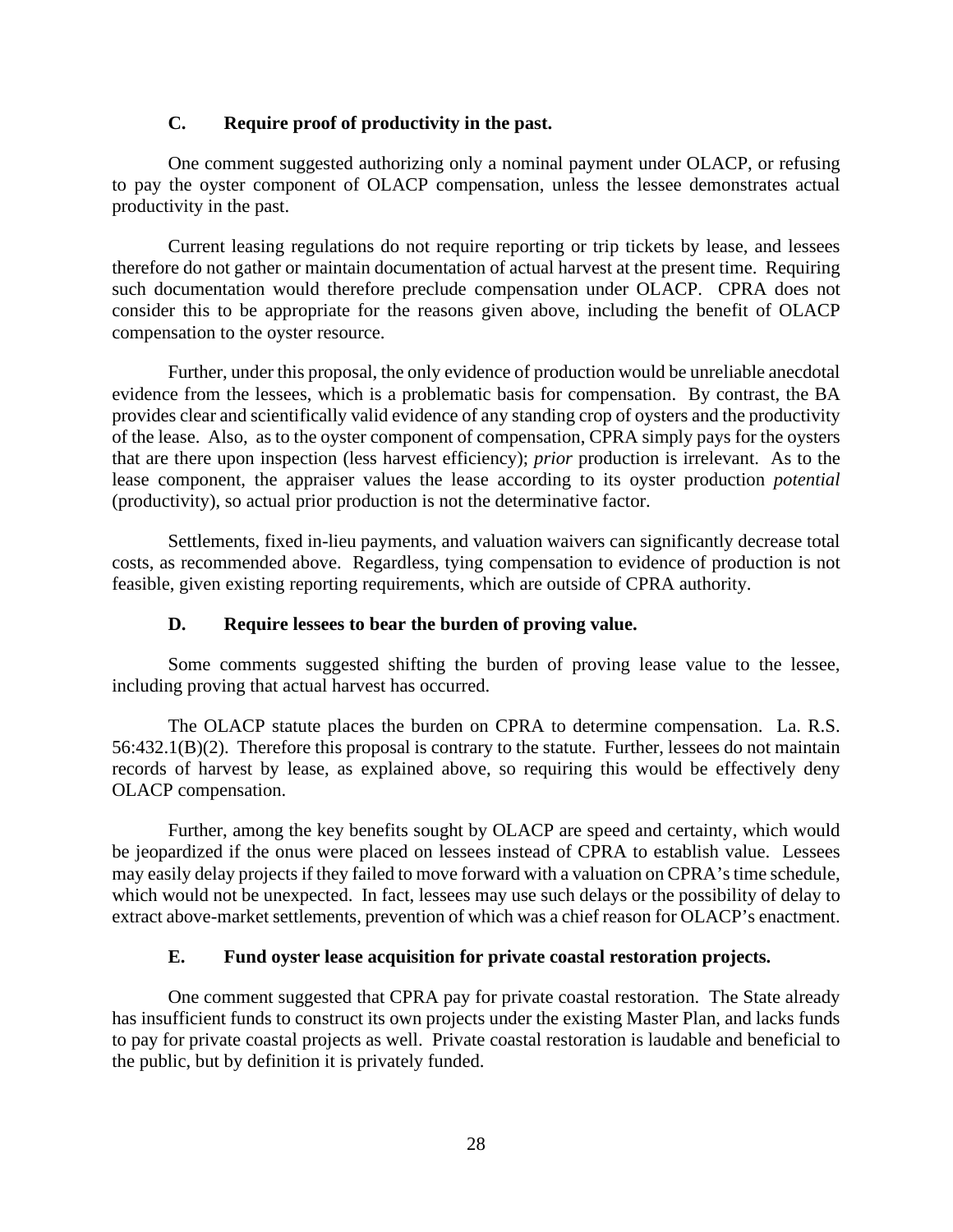### C. Require proof of productivity in the past.

One comment suggested authorizing only a nominal payment under OLACP, or refusing to pay the oyster component of OLACP compensation, unless the lessee demonstrates actual productivity in the past.

Current leasing regulations do not require reporting or trip tickets by lease, and lessees therefore do not gather or maintain documentation of actual harvest at the present time. Requiring such documentation would therefore preclude compensation under OLACP. CPRA does not consider this to be appropriate for the reasons given above, including the benefit of OLACP compensation to the oyster resource.

Further, under this proposal, the only evidence of production would be unreliable anecdotal evidence from the lessees, which is a problematic basis for compensation. By contrast, the BA provides clear and scientifically valid evidence of any standing crop of oysters and the productivity of the lease. Also, as to the oyster component of compensation, CPRA simply pays for the oysters that are there upon inspection (less harvest efficiency); *prior* production is irrelevant. As to the lease component, the appraiser values the lease according to its oyster production *potential* (productivity), so actual prior production is not the determinative factor.

Settlements, fixed in-lieu payments, and valuation waivers can significantly decrease total costs, as recommended above. Regardless, tying compensation to evidence of production is not feasible, given existing reporting requirements, which are outside of CPRA authority.

### D. Require lessees to bear the burden of proving value.

Some comments suggested shifting the burden of proving lease value to the lessee, including proving that actual harvest has occurred.

The OLACP statute places the burden on CPRA to determine compensation. La. R.S. 56:432.1(B)(2). Therefore this proposal is contrary to the statute. Further, lessees do not maintain records of harvest by lease, as explained above, so requiring this would be effectively deny OLACP compensation.

Further, among the key benefits sought by OLACP are speed and certainty, which would be jeopardized if the onus were placed on lessees instead of CPRA to establish value. Lessees may easily delay projects if they failed to move forward with a valuation on CPRA's time schedule, which would not be unexpected. In fact, lessees may use such delays or the possibility of delay to extract above-market settlements, prevention of which was a chief reason for OLACP's enactment.

### E. Fund oyster lease acquisition for private coastal restoration projects.

One comment suggested that CPRA pay for private coastal restoration. The State already has insufficient funds to construct its own projects under the existing Master Plan, and lacks funds to pay for private coastal projects as well. Private coastal restoration is laudable and beneficial to the public, but by definition it is privately funded.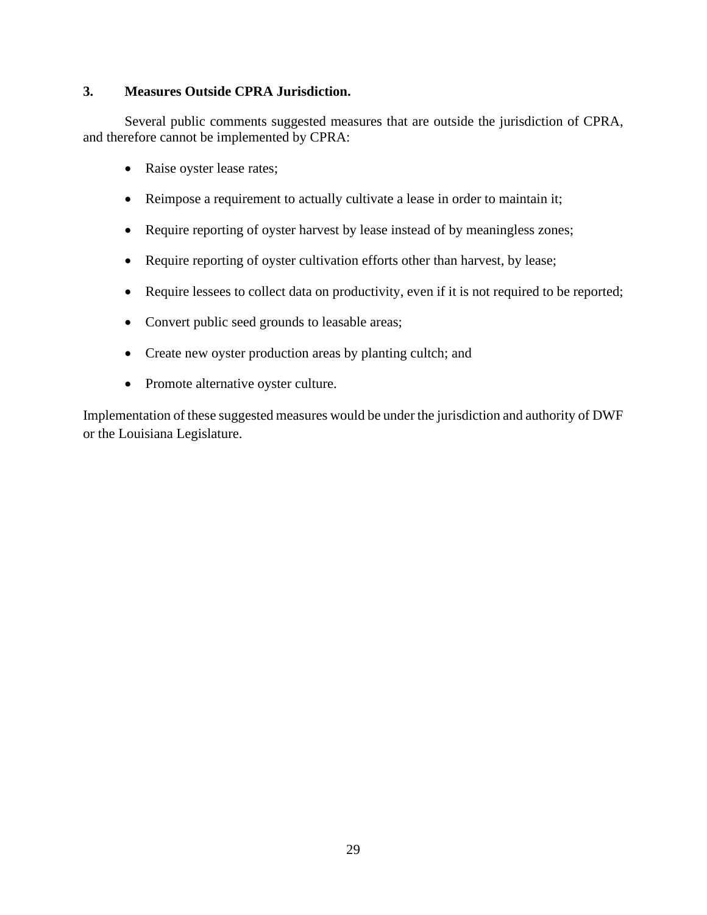### 3. Measures Outside CPRA Jurisdiction.

Several public comments suggested measures that are outside the jurisdiction of CPRA, and therefore cannot be implemented by CPRA:

- Raise oyster lease rates;
- Reimpose a requirement to actually cultivate a lease in order to maintain it;
- Require reporting of oyster harvest by lease instead of by meaningless zones;
- Require reporting of oyster cultivation efforts other than harvest, by lease;
- Require lessees to collect data on productivity, even if it is not required to be reported;
- Convert public seed grounds to leasable areas;
- Create new oyster production areas by planting cultch; and
- Promote alternative oyster culture.

Implementation of these suggested measures would be under the jurisdiction and authority of DWF or the Louisiana Legislature.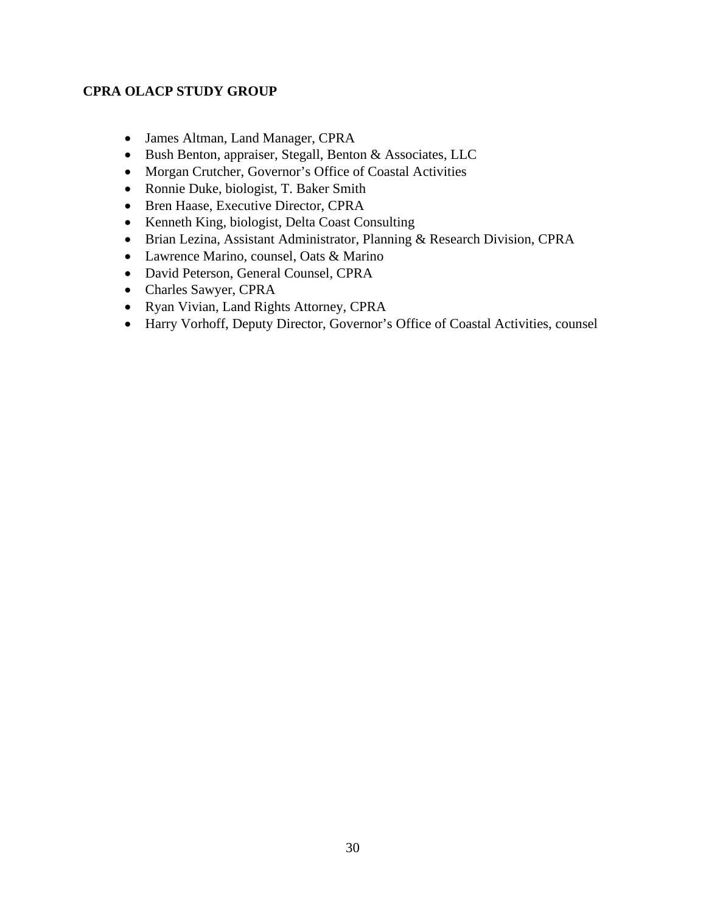**CPRA OLACP STUDY GROUP**

- James Altman, Land Manager, CPRA
- Bush Benton, appraiser, Stegall, Benton & Associates, LLC
- Morgan Crutcher, Governor's Office of Coastal Activities
- Ronnie Duke, biologist, T. Baker Smith
- Bren Haase, Executive Director, CPRA
- Kenneth King, biologist, Delta Coast Consulting
- Brian Lezina, Assistant Administrator, Planning & Research Division, CPRA
- Lawrence Marino, counsel, Oats & Marino
- David Peterson, General Counsel, CPRA
- Charles Sawyer, CPRA
- Ryan Vivian, Land Rights Attorney, CPRA
- Harry Vorhoff, Deputy Director, Governor's Office of Coastal Activities, counsel